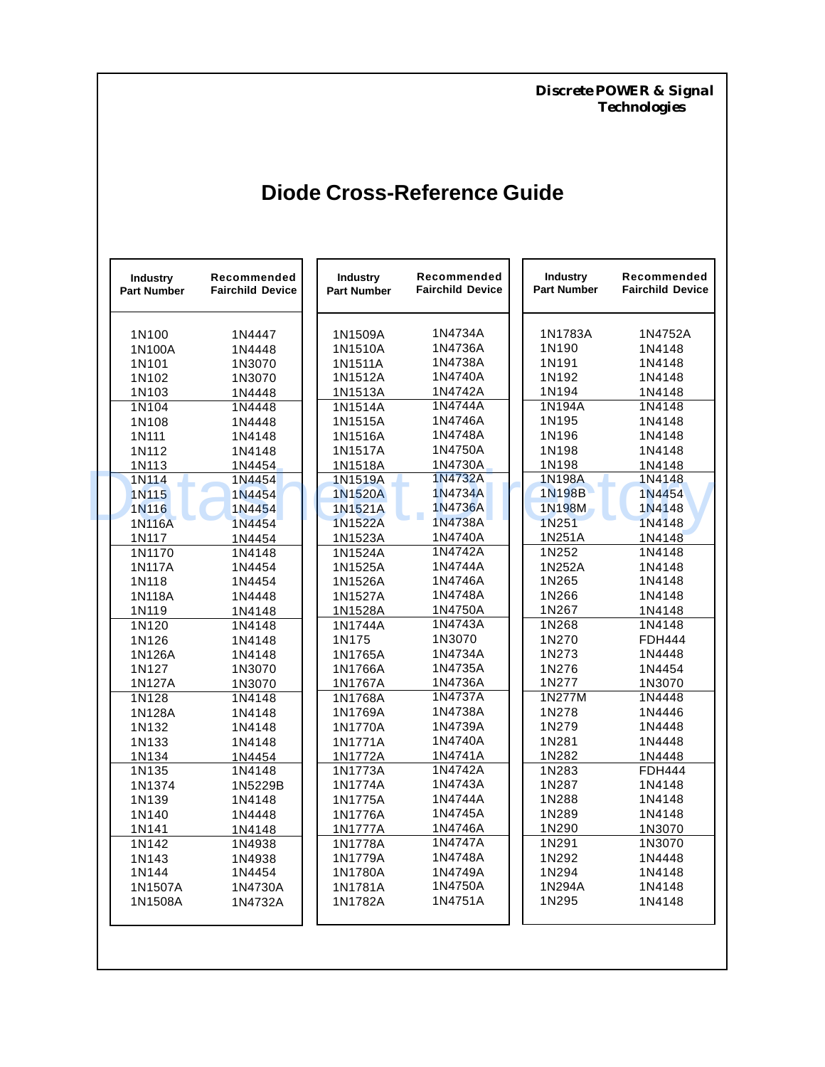Discrete POWER & Signal Technologies

# Diode Cross-Reference Guide

| Industry Part Number | Recommended Fairchild Device |
|---|---|
| 1N100 | 1N4447 |
| 1N100A | 1N4448 |
| 1N101 | 1N3070 |
| 1N102 | 1N3070 |
| 1N103 | 1N4448 |
| 1N104 | 1N4448 |
| 1N108 | 1N4448 |
| 1N111 | 1N4148 |
| 1N112 | 1N4148 |
| 1N113 | 1N4454 |
| 1N114 | 1N4454 |
| 1N115 | 1N4454 |
| 1N116 | 1N4454 |
| 1N116A | 1N4454 |
| 1N117 | 1N4454 |
| 1N1170 | 1N4148 |
| 1N117A | 1N4454 |
| 1N118 | 1N4454 |
| 1N118A | 1N4448 |
| 1N119 | 1N4148 |
| 1N120 | 1N4148 |
| 1N126 | 1N4148 |
| 1N126A | 1N4148 |
| 1N127 | 1N3070 |
| 1N127A | 1N3070 |
| 1N128 | 1N4148 |
| 1N128A | 1N4148 |
| 1N132 | 1N4148 |
| 1N133 | 1N4148 |
| 1N134 | 1N4454 |
| 1N135 | 1N4148 |
| 1N1374 | 1N5229B |
| 1N139 | 1N4148 |
| 1N140 | 1N4448 |
| 1N141 | 1N4148 |
| 1N142 | 1N4938 |
| 1N143 | 1N4938 |
| 1N144 | 1N4454 |
| 1N1507A | 1N4730A |
| 1N1508A | 1N4732A |
| 1N1509A | 1N4734A |
| 1N1510A | 1N4736A |
| 1N1511A | 1N4738A |
| 1N1512A | 1N4740A |
| 1N1513A | 1N4742A |
| 1N1514A | 1N4744A |
| 1N1515A | 1N4746A |
| 1N1516A | 1N4748A |
| 1N1517A | 1N4750A |
| 1N1518A | 1N4730A |
| 1N1519A | 1N4732A |
| 1N1520A | 1N4734A |
| 1N1521A | 1N4736A |
| 1N1522A | 1N4738A |
| 1N1523A | 1N4740A |
| 1N1524A | 1N4742A |
| 1N1525A | 1N4744A |
| 1N1526A | 1N4746A |
| 1N1527A | 1N4748A |
| 1N1528A | 1N4750A |
| 1N1744A | 1N4743A |
| 1N175 | 1N3070 |
| 1N1765A | 1N4734A |
| 1N1766A | 1N4735A |
| 1N1767A | 1N4736A |
| 1N1768A | 1N4737A |
| 1N1769A | 1N4738A |
| 1N1770A | 1N4739A |
| 1N1771A | 1N4740A |
| 1N1772A | 1N4741A |
| 1N1773A | 1N4742A |
| 1N1774A | 1N4743A |
| 1N1775A | 1N4744A |
| 1N1776A | 1N4745A |
| 1N1777A | 1N4746A |
| 1N1778A | 1N4747A |
| 1N1779A | 1N4748A |
| 1N1780A | 1N4749A |
| 1N1781A | 1N4750A |
| 1N1782A | 1N4751A |
| 1N1783A | 1N4752A |
| 1N190 | 1N4148 |
| 1N191 | 1N4148 |
| 1N192 | 1N4148 |
| 1N194 | 1N4148 |
| 1N194A | 1N4148 |
| 1N195 | 1N4148 |
| 1N196 | 1N4148 |
| 1N198 | 1N4148 |
| 1N198 | 1N4148 |
| 1N198A | 1N4148 |
| 1N198B | 1N4454 |
| 1N198M | 1N4148 |
| 1N251 | 1N4148 |
| 1N251A | 1N4148 |
| 1N252 | 1N4148 |
| 1N252A | 1N4148 |
| 1N265 | 1N4148 |
| 1N266 | 1N4148 |
| 1N267 | 1N4148 |
| 1N268 | 1N4148 |
| 1N270 | FDH444 |
| 1N273 | 1N4448 |
| 1N276 | 1N4454 |
| 1N277 | 1N3070 |
| 1N277M | 1N4448 |
| 1N278 | 1N4446 |
| 1N279 | 1N4448 |
| 1N281 | 1N4448 |
| 1N282 | 1N4448 |
| 1N283 | FDH444 |
| 1N287 | 1N4148 |
| 1N288 | 1N4148 |
| 1N289 | 1N4148 |
| 1N290 | 1N3070 |
| 1N291 | 1N3070 |
| 1N292 | 1N4448 |
| 1N294 | 1N4148 |
| 1N294A | 1N4148 |
| 1N295 | 1N4148 |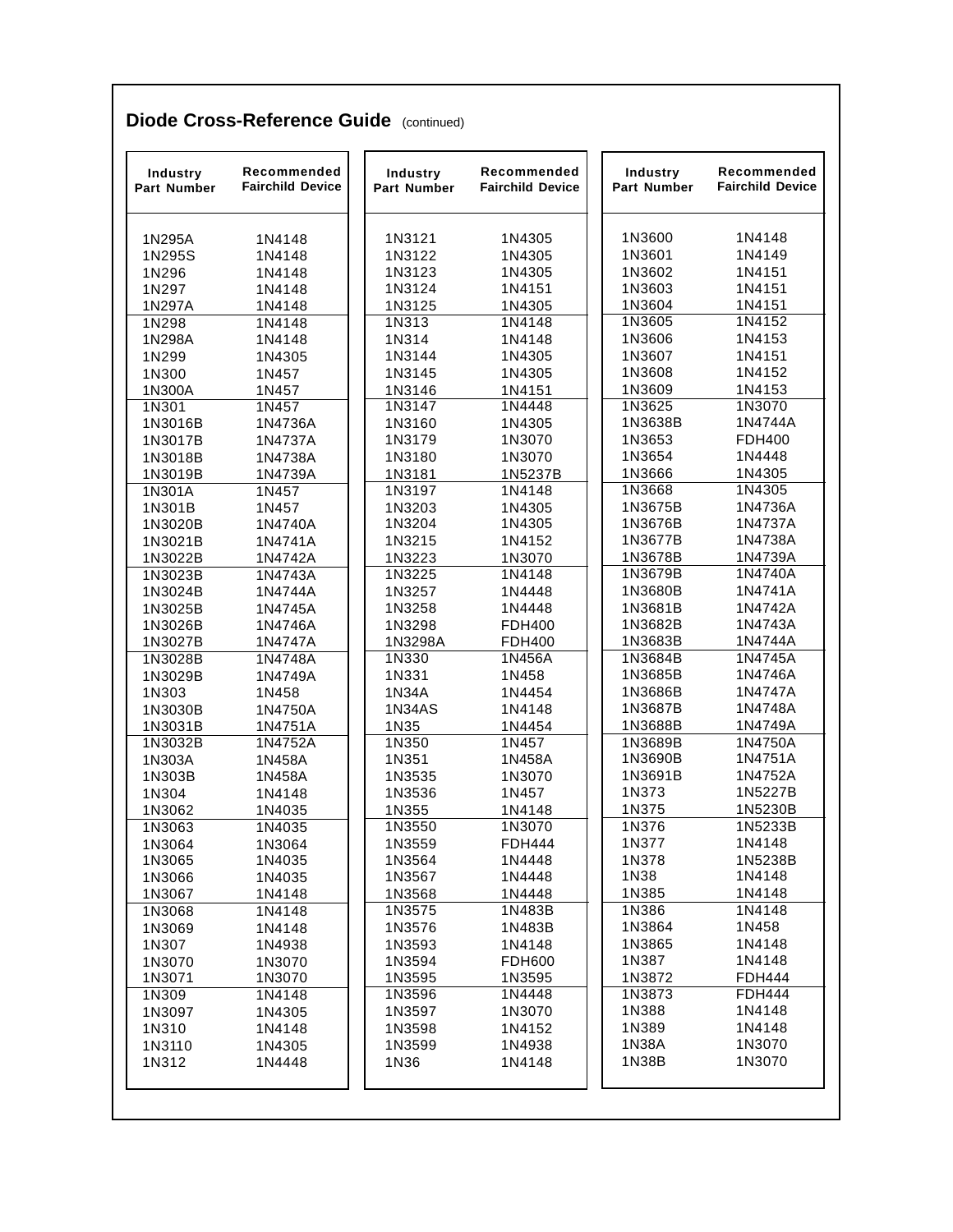## Diode Cross-Reference Guide (continued)

| Industry Part Number | Recommended Fairchild Device |
|---|---|
| 1N295A | 1N4148 |
| 1N295S | 1N4148 |
| 1N296 | 1N4148 |
| 1N297 | 1N4148 |
| 1N297A | 1N4148 |
| 1N298 | 1N4148 |
| 1N298A | 1N4148 |
| 1N299 | 1N4305 |
| 1N300 | 1N457 |
| 1N300A | 1N457 |
| 1N301 | 1N457 |
| 1N3016B | 1N4736A |
| 1N3017B | 1N4737A |
| 1N3018B | 1N4738A |
| 1N3019B | 1N4739A |
| 1N301A | 1N457 |
| 1N301B | 1N457 |
| 1N3020B | 1N4740A |
| 1N3021B | 1N4741A |
| 1N3022B | 1N4742A |
| 1N3023B | 1N4743A |
| 1N3024B | 1N4744A |
| 1N3025B | 1N4745A |
| 1N3026B | 1N4746A |
| 1N3027B | 1N4747A |
| 1N3028B | 1N4748A |
| 1N3029B | 1N4749A |
| 1N303 | 1N458 |
| 1N3030B | 1N4750A |
| 1N3031B | 1N4751A |
| 1N3032B | 1N4752A |
| 1N303A | 1N458A |
| 1N303B | 1N458A |
| 1N304 | 1N4148 |
| 1N3062 | 1N4035 |
| 1N3063 | 1N4035 |
| 1N3064 | 1N3064 |
| 1N3065 | 1N4035 |
| 1N3066 | 1N4035 |
| 1N3067 | 1N4148 |
| 1N3068 | 1N4148 |
| 1N3069 | 1N4148 |
| 1N307 | 1N4938 |
| 1N3070 | 1N3070 |
| 1N3071 | 1N3070 |
| 1N309 | 1N4148 |
| 1N3097 | 1N4305 |
| 1N310 | 1N4148 |
| 1N3110 | 1N4305 |
| 1N312 | 1N4448 |

| Industry Part Number | Recommended Fairchild Device |
|---|---|
| 1N3121 | 1N4305 |
| 1N3122 | 1N4305 |
| 1N3123 | 1N4305 |
| 1N3124 | 1N4151 |
| 1N3125 | 1N4305 |
| 1N313 | 1N4148 |
| 1N314 | 1N4148 |
| 1N3144 | 1N4305 |
| 1N3145 | 1N4305 |
| 1N3146 | 1N4151 |
| 1N3147 | 1N4448 |
| 1N3160 | 1N4305 |
| 1N3179 | 1N3070 |
| 1N3180 | 1N3070 |
| 1N3181 | 1N5237B |
| 1N3197 | 1N4148 |
| 1N3203 | 1N4305 |
| 1N3204 | 1N4305 |
| 1N3215 | 1N4152 |
| 1N3223 | 1N3070 |
| 1N3225 | 1N4148 |
| 1N3257 | 1N4448 |
| 1N3258 | 1N4448 |
| 1N3298 | FDH400 |
| 1N3298A | FDH400 |
| 1N330 | 1N456A |
| 1N331 | 1N458 |
| 1N34A | 1N4454 |
| 1N34AS | 1N4148 |
| 1N35 | 1N4454 |
| 1N350 | 1N457 |
| 1N351 | 1N458A |
| 1N3535 | 1N3070 |
| 1N3536 | 1N457 |
| 1N355 | 1N4148 |
| 1N3550 | 1N3070 |
| 1N3559 | FDH444 |
| 1N3564 | 1N4448 |
| 1N3567 | 1N4448 |
| 1N3568 | 1N4448 |
| 1N3575 | 1N483B |
| 1N3576 | 1N483B |
| 1N3593 | 1N4148 |
| 1N3594 | FDH600 |
| 1N3595 | 1N3595 |
| 1N3596 | 1N4448 |
| 1N3597 | 1N3070 |
| 1N3598 | 1N4152 |
| 1N3599 | 1N4938 |
| 1N36 | 1N4148 |

| Industry Part Number | Recommended Fairchild Device |
|---|---|
| 1N3600 | 1N4148 |
| 1N3601 | 1N4149 |
| 1N3602 | 1N4151 |
| 1N3603 | 1N4151 |
| 1N3604 | 1N4151 |
| 1N3605 | 1N4152 |
| 1N3606 | 1N4153 |
| 1N3607 | 1N4151 |
| 1N3608 | 1N4152 |
| 1N3609 | 1N4153 |
| 1N3625 | 1N3070 |
| 1N3638B | 1N4744A |
| 1N3653 | FDH400 |
| 1N3654 | 1N4448 |
| 1N3666 | 1N4305 |
| 1N3668 | 1N4305 |
| 1N3675B | 1N4736A |
| 1N3676B | 1N4737A |
| 1N3677B | 1N4738A |
| 1N3678B | 1N4739A |
| 1N3679B | 1N4740A |
| 1N3680B | 1N4741A |
| 1N3681B | 1N4742A |
| 1N3682B | 1N4743A |
| 1N3683B | 1N4744A |
| 1N3684B | 1N4745A |
| 1N3685B | 1N4746A |
| 1N3686B | 1N4747A |
| 1N3687B | 1N4748A |
| 1N3688B | 1N4749A |
| 1N3689B | 1N4750A |
| 1N3690B | 1N4751A |
| 1N3691B | 1N4752A |
| 1N373 | 1N5227B |
| 1N375 | 1N5230B |
| 1N376 | 1N5233B |
| 1N377 | 1N4148 |
| 1N378 | 1N5238B |
| 1N38 | 1N4148 |
| 1N385 | 1N4148 |
| 1N386 | 1N4148 |
| 1N3864 | 1N458 |
| 1N3865 | 1N4148 |
| 1N387 | 1N4148 |
| 1N3872 | FDH444 |
| 1N3873 | FDH444 |
| 1N388 | 1N4148 |
| 1N389 | 1N4148 |
| 1N38A | 1N3070 |
| 1N38B | 1N3070 |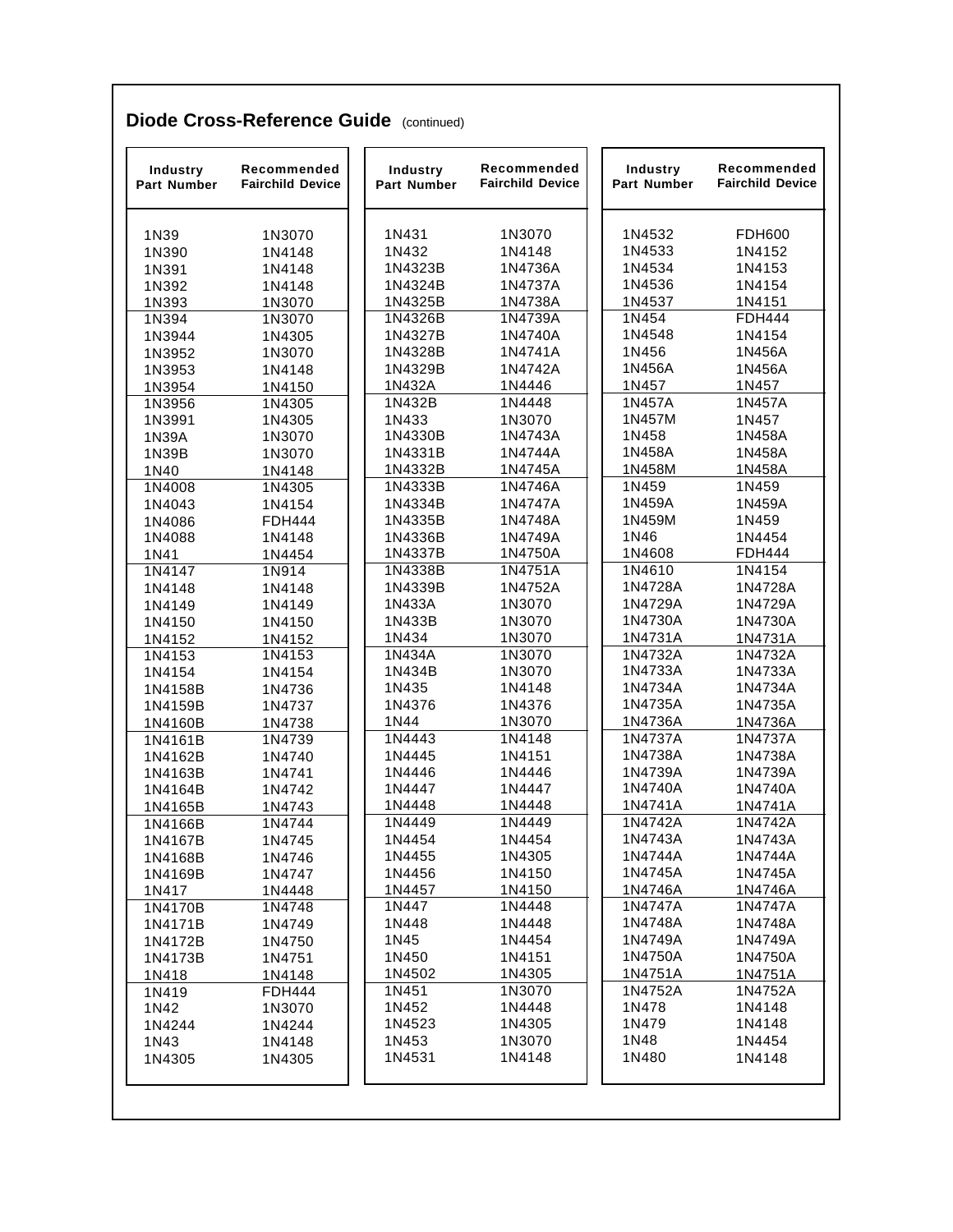## Diode Cross-Reference Guide (continued)

| Industry Part Number | Recommended Fairchild Device |
|---|---|
| 1N39 | 1N3070 |
| 1N390 | 1N4148 |
| 1N391 | 1N4148 |
| 1N392 | 1N4148 |
| 1N393 | 1N3070 |
| 1N394 | 1N3070 |
| 1N3944 | 1N4305 |
| 1N3952 | 1N3070 |
| 1N3953 | 1N4148 |
| 1N3954 | 1N4150 |
| 1N3956 | 1N4305 |
| 1N3991 | 1N4305 |
| 1N39A | 1N3070 |
| 1N39B | 1N3070 |
| 1N40 | 1N4148 |
| 1N4008 | 1N4305 |
| 1N4043 | 1N4154 |
| 1N4086 | FDH444 |
| 1N4088 | 1N4148 |
| 1N41 | 1N4454 |
| 1N4147 | 1N914 |
| 1N4148 | 1N4148 |
| 1N4149 | 1N4149 |
| 1N4150 | 1N4150 |
| 1N4152 | 1N4152 |
| 1N4153 | 1N4153 |
| 1N4154 | 1N4154 |
| 1N4158B | 1N4736 |
| 1N4159B | 1N4737 |
| 1N4160B | 1N4738 |
| 1N4161B | 1N4739 |
| 1N4162B | 1N4740 |
| 1N4163B | 1N4741 |
| 1N4164B | 1N4742 |
| 1N4165B | 1N4743 |
| 1N4166B | 1N4744 |
| 1N4167B | 1N4745 |
| 1N4168B | 1N4746 |
| 1N4169B | 1N4747 |
| 1N417 | 1N4448 |
| 1N4170B | 1N4748 |
| 1N4171B | 1N4749 |
| 1N4172B | 1N4750 |
| 1N4173B | 1N4751 |
| 1N418 | 1N4148 |
| 1N419 | FDH444 |
| 1N42 | 1N3070 |
| 1N4244 | 1N4244 |
| 1N43 | 1N4148 |
| 1N4305 | 1N4305 |
| 1N431 | 1N3070 |
| 1N432 | 1N4148 |
| 1N4323B | 1N4736A |
| 1N4324B | 1N4737A |
| 1N4325B | 1N4738A |
| 1N4326B | 1N4739A |
| 1N4327B | 1N4740A |
| 1N4328B | 1N4741A |
| 1N4329B | 1N4742A |
| 1N432A | 1N4446 |
| 1N432B | 1N4448 |
| 1N433 | 1N3070 |
| 1N4330B | 1N4743A |
| 1N4331B | 1N4744A |
| 1N4332B | 1N4745A |
| 1N4333B | 1N4746A |
| 1N4334B | 1N4747A |
| 1N4335B | 1N4748A |
| 1N4336B | 1N4749A |
| 1N4337B | 1N4750A |
| 1N4338B | 1N4751A |
| 1N4339B | 1N4752A |
| 1N433A | 1N3070 |
| 1N433B | 1N3070 |
| 1N434 | 1N3070 |
| 1N434A | 1N3070 |
| 1N434B | 1N3070 |
| 1N435 | 1N4148 |
| 1N4376 | 1N4376 |
| 1N44 | 1N3070 |
| 1N4443 | 1N4148 |
| 1N4445 | 1N4151 |
| 1N4446 | 1N4446 |
| 1N4447 | 1N4447 |
| 1N4448 | 1N4448 |
| 1N4449 | 1N4449 |
| 1N4454 | 1N4454 |
| 1N4455 | 1N4305 |
| 1N4456 | 1N4150 |
| 1N4457 | 1N4150 |
| 1N447 | 1N4448 |
| 1N448 | 1N4448 |
| 1N45 | 1N4454 |
| 1N450 | 1N4151 |
| 1N4502 | 1N4305 |
| 1N451 | 1N3070 |
| 1N452 | 1N4448 |
| 1N4523 | 1N4305 |
| 1N453 | 1N3070 |
| 1N4531 | 1N4148 |
| 1N4532 | FDH600 |
| 1N4533 | 1N4152 |
| 1N4534 | 1N4153 |
| 1N4536 | 1N4154 |
| 1N4537 | 1N4151 |
| 1N454 | FDH444 |
| 1N4548 | 1N4154 |
| 1N456 | 1N456A |
| 1N456A | 1N456A |
| 1N457 | 1N457 |
| 1N457A | 1N457A |
| 1N457M | 1N457 |
| 1N458 | 1N458A |
| 1N458A | 1N458A |
| 1N458M | 1N458A |
| 1N459 | 1N459 |
| 1N459A | 1N459A |
| 1N459M | 1N459 |
| 1N46 | 1N4454 |
| 1N4608 | FDH444 |
| 1N4610 | 1N4154 |
| 1N4728A | 1N4728A |
| 1N4729A | 1N4729A |
| 1N4730A | 1N4730A |
| 1N4731A | 1N4731A |
| 1N4732A | 1N4732A |
| 1N4733A | 1N4733A |
| 1N4734A | 1N4734A |
| 1N4735A | 1N4735A |
| 1N4736A | 1N4736A |
| 1N4737A | 1N4737A |
| 1N4738A | 1N4738A |
| 1N4739A | 1N4739A |
| 1N4740A | 1N4740A |
| 1N4741A | 1N4741A |
| 1N4742A | 1N4742A |
| 1N4743A | 1N4743A |
| 1N4744A | 1N4744A |
| 1N4745A | 1N4745A |
| 1N4746A | 1N4746A |
| 1N4747A | 1N4747A |
| 1N4748A | 1N4748A |
| 1N4749A | 1N4749A |
| 1N4750A | 1N4750A |
| 1N4751A | 1N4751A |
| 1N4752A | 1N4752A |
| 1N478 | 1N4148 |
| 1N479 | 1N4148 |
| 1N48 | 1N4454 |
| 1N480 | 1N4148 |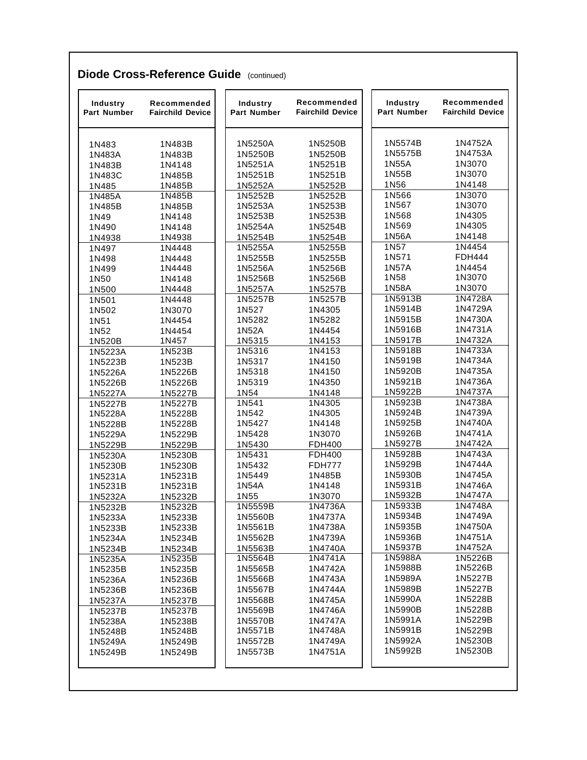## Diode Cross-Reference Guide (continued)

| Industry Part Number | Recommended Fairchild Device |
|---|---|
| 1N483 | 1N483B |
| 1N483A | 1N483B |
| 1N483B | 1N4148 |
| 1N483C | 1N485B |
| 1N485 | 1N485B |
| 1N485A | 1N485B |
| 1N485B | 1N485B |
| 1N49 | 1N4148 |
| 1N490 | 1N4148 |
| 1N4938 | 1N4938 |
| 1N497 | 1N4448 |
| 1N498 | 1N4448 |
| 1N499 | 1N4448 |
| 1N50 | 1N4148 |
| 1N500 | 1N4448 |
| 1N501 | 1N4448 |
| 1N502 | 1N3070 |
| 1N51 | 1N4454 |
| 1N52 | 1N4454 |
| 1N520B | 1N457 |
| 1N5223A | 1N523B |
| 1N5223B | 1N523B |
| 1N5226A | 1N5226B |
| 1N5226B | 1N5226B |
| 1N5227A | 1N5227B |
| 1N5227B | 1N5227B |
| 1N5228A | 1N5228B |
| 1N5228B | 1N5228B |
| 1N5229A | 1N5229B |
| 1N5229B | 1N5229B |
| 1N5230A | 1N5230B |
| 1N5230B | 1N5230B |
| 1N5231A | 1N5231B |
| 1N5231B | 1N5231B |
| 1N5232A | 1N5232B |
| 1N5232B | 1N5232B |
| 1N5233A | 1N5233B |
| 1N5233B | 1N5233B |
| 1N5234A | 1N5234B |
| 1N5234B | 1N5234B |
| 1N5235A | 1N5235B |
| 1N5235B | 1N5235B |
| 1N5236A | 1N5236B |
| 1N5236B | 1N5236B |
| 1N5237A | 1N5237B |
| 1N5237B | 1N5237B |
| 1N5238A | 1N5238B |
| 1N5248B | 1N5248B |
| 1N5249A | 1N5249B |
| 1N5249B | 1N5249B |
| 1N5250A | 1N5250B |
| 1N5250B | 1N5250B |
| 1N5251A | 1N5251B |
| 1N5251B | 1N5251B |
| 1N5252A | 1N5252B |
| 1N5252B | 1N5252B |
| 1N5253A | 1N5253B |
| 1N5253B | 1N5253B |
| 1N5254A | 1N5254B |
| 1N5254B | 1N5254B |
| 1N5255A | 1N5255B |
| 1N5255B | 1N5255B |
| 1N5256A | 1N5256B |
| 1N5256B | 1N5256B |
| 1N5257A | 1N5257B |
| 1N5257B | 1N5257B |
| 1N527 | 1N4305 |
| 1N5282 | 1N5282 |
| 1N52A | 1N4454 |
| 1N5315 | 1N4153 |
| 1N5316 | 1N4153 |
| 1N5317 | 1N4150 |
| 1N5318 | 1N4150 |
| 1N5319 | 1N4350 |
| 1N54 | 1N4148 |
| 1N541 | 1N4305 |
| 1N542 | 1N4305 |
| 1N5427 | 1N4148 |
| 1N5428 | 1N3070 |
| 1N5430 | FDH400 |
| 1N5431 | FDH400 |
| 1N5432 | FDH777 |
| 1N5449 | 1N485B |
| 1N54A | 1N4148 |
| 1N55 | 1N3070 |
| 1N5559B | 1N4736A |
| 1N5560B | 1N4737A |
| 1N5561B | 1N4738A |
| 1N5562B | 1N4739A |
| 1N5563B | 1N4740A |
| 1N5564B | 1N4741A |
| 1N5565B | 1N4742A |
| 1N5566B | 1N4743A |
| 1N5567B | 1N4744A |
| 1N5568B | 1N4745A |
| 1N5569B | 1N4746A |
| 1N5570B | 1N4747A |
| 1N5571B | 1N4748A |
| 1N5572B | 1N4749A |
| 1N5573B | 1N4751A |
| 1N5574B | 1N4752A |
| 1N5575B | 1N4753A |
| 1N55A | 1N3070 |
| 1N55B | 1N3070 |
| 1N56 | 1N4148 |
| 1N566 | 1N3070 |
| 1N567 | 1N3070 |
| 1N568 | 1N4305 |
| 1N569 | 1N4305 |
| 1N56A | 1N4148 |
| 1N57 | 1N4454 |
| 1N571 | FDH444 |
| 1N57A | 1N4454 |
| 1N58 | 1N3070 |
| 1N58A | 1N3070 |
| 1N5913B | 1N4728A |
| 1N5914B | 1N4729A |
| 1N5915B | 1N4730A |
| 1N5916B | 1N4731A |
| 1N5917B | 1N4732A |
| 1N5918B | 1N4733A |
| 1N5919B | 1N4734A |
| 1N5920B | 1N4735A |
| 1N5921B | 1N4736A |
| 1N5922B | 1N4737A |
| 1N5923B | 1N4738A |
| 1N5924B | 1N4739A |
| 1N5925B | 1N4740A |
| 1N5926B | 1N4741A |
| 1N5927B | 1N4742A |
| 1N5928B | 1N4743A |
| 1N5929B | 1N4744A |
| 1N5930B | 1N4745A |
| 1N5931B | 1N4746A |
| 1N5932B | 1N4747A |
| 1N5933B | 1N4748A |
| 1N5934B | 1N4749A |
| 1N5935B | 1N4750A |
| 1N5936B | 1N4751A |
| 1N5937B | 1N4752A |
| 1N5988A | 1N5226B |
| 1N5988B | 1N5226B |
| 1N5989A | 1N5227B |
| 1N5989B | 1N5227B |
| 1N5990A | 1N5228B |
| 1N5990B | 1N5228B |
| 1N5991A | 1N5229B |
| 1N5991B | 1N5229B |
| 1N5992A | 1N5230B |
| 1N5992B | 1N5230B |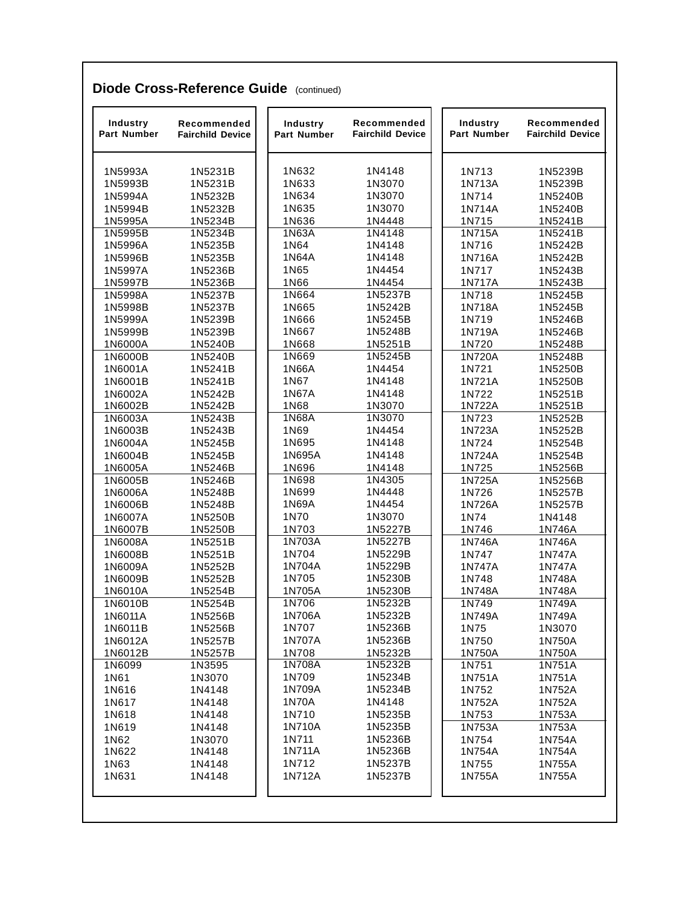## Diode Cross-Reference Guide (continued)

| Industry Part Number | Recommended Fairchild Device |
|---|---|
| 1N5993A | 1N5231B |
| 1N5993B | 1N5231B |
| 1N5994A | 1N5232B |
| 1N5994B | 1N5232B |
| 1N5995A | 1N5234B |
| 1N5995B | 1N5234B |
| 1N5996A | 1N5235B |
| 1N5996B | 1N5235B |
| 1N5997A | 1N5236B |
| 1N5997B | 1N5236B |
| 1N5998A | 1N5237B |
| 1N5998B | 1N5237B |
| 1N5999A | 1N5239B |
| 1N5999B | 1N5239B |
| 1N6000A | 1N5240B |
| 1N6000B | 1N5240B |
| 1N6001A | 1N5241B |
| 1N6001B | 1N5241B |
| 1N6002A | 1N5242B |
| 1N6002B | 1N5242B |
| 1N6003A | 1N5243B |
| 1N6003B | 1N5243B |
| 1N6004A | 1N5245B |
| 1N6004B | 1N5245B |
| 1N6005A | 1N5246B |
| 1N6005B | 1N5246B |
| 1N6006A | 1N5248B |
| 1N6006B | 1N5248B |
| 1N6007A | 1N5250B |
| 1N6007B | 1N5250B |
| 1N6008A | 1N5251B |
| 1N6008B | 1N5251B |
| 1N6009A | 1N5252B |
| 1N6009B | 1N5252B |
| 1N6010A | 1N5254B |
| 1N6010B | 1N5254B |
| 1N6011A | 1N5256B |
| 1N6011B | 1N5256B |
| 1N6012A | 1N5257B |
| 1N6012B | 1N5257B |
| 1N6099 | 1N3595 |
| 1N61 | 1N3070 |
| 1N616 | 1N4148 |
| 1N617 | 1N4148 |
| 1N618 | 1N4148 |
| 1N619 | 1N4148 |
| 1N62 | 1N3070 |
| 1N622 | 1N4148 |
| 1N63 | 1N4148 |
| 1N631 | 1N4148 |
| 1N632 | 1N4148 |
| 1N633 | 1N3070 |
| 1N634 | 1N3070 |
| 1N635 | 1N3070 |
| 1N636 | 1N4448 |
| 1N63A | 1N4148 |
| 1N64 | 1N4148 |
| 1N64A | 1N4148 |
| 1N65 | 1N4454 |
| 1N66 | 1N4454 |
| 1N664 | 1N5237B |
| 1N665 | 1N5242B |
| 1N666 | 1N5245B |
| 1N667 | 1N5248B |
| 1N668 | 1N5251B |
| 1N669 | 1N5245B |
| 1N66A | 1N4454 |
| 1N67 | 1N4148 |
| 1N67A | 1N4148 |
| 1N68 | 1N3070 |
| 1N68A | 1N3070 |
| 1N69 | 1N4454 |
| 1N695 | 1N4148 |
| 1N695A | 1N4148 |
| 1N696 | 1N4148 |
| 1N698 | 1N4305 |
| 1N699 | 1N4448 |
| 1N69A | 1N4454 |
| 1N70 | 1N3070 |
| 1N703 | 1N5227B |
| 1N703A | 1N5227B |
| 1N704 | 1N5229B |
| 1N704A | 1N5229B |
| 1N705 | 1N5230B |
| 1N705A | 1N5230B |
| 1N706 | 1N5232B |
| 1N706A | 1N5232B |
| 1N707 | 1N5236B |
| 1N707A | 1N5236B |
| 1N708 | 1N5232B |
| 1N708A | 1N5232B |
| 1N709 | 1N5234B |
| 1N709A | 1N5234B |
| 1N70A | 1N4148 |
| 1N710 | 1N5235B |
| 1N710A | 1N5235B |
| 1N711 | 1N5236B |
| 1N711A | 1N5236B |
| 1N712 | 1N5237B |
| 1N712A | 1N5237B |
| 1N713 | 1N5239B |
| 1N713A | 1N5239B |
| 1N714 | 1N5240B |
| 1N714A | 1N5240B |
| 1N715 | 1N5241B |
| 1N715A | 1N5241B |
| 1N716 | 1N5242B |
| 1N716A | 1N5242B |
| 1N717 | 1N5243B |
| 1N717A | 1N5243B |
| 1N718 | 1N5245B |
| 1N718A | 1N5245B |
| 1N719 | 1N5246B |
| 1N719A | 1N5246B |
| 1N720 | 1N5248B |
| 1N720A | 1N5248B |
| 1N721 | 1N5250B |
| 1N721A | 1N5250B |
| 1N722 | 1N5251B |
| 1N722A | 1N5251B |
| 1N723 | 1N5252B |
| 1N723A | 1N5252B |
| 1N724 | 1N5254B |
| 1N724A | 1N5254B |
| 1N725 | 1N5256B |
| 1N725A | 1N5256B |
| 1N726 | 1N5257B |
| 1N726A | 1N5257B |
| 1N74 | 1N4148 |
| 1N746 | 1N746A |
| 1N746A | 1N746A |
| 1N747 | 1N747A |
| 1N747A | 1N747A |
| 1N748 | 1N748A |
| 1N748A | 1N748A |
| 1N749 | 1N749A |
| 1N749A | 1N749A |
| 1N75 | 1N3070 |
| 1N750 | 1N750A |
| 1N750A | 1N750A |
| 1N751 | 1N751A |
| 1N751A | 1N751A |
| 1N752 | 1N752A |
| 1N752A | 1N752A |
| 1N753 | 1N753A |
| 1N753A | 1N753A |
| 1N754 | 1N754A |
| 1N754A | 1N754A |
| 1N755 | 1N755A |
| 1N755A | 1N755A |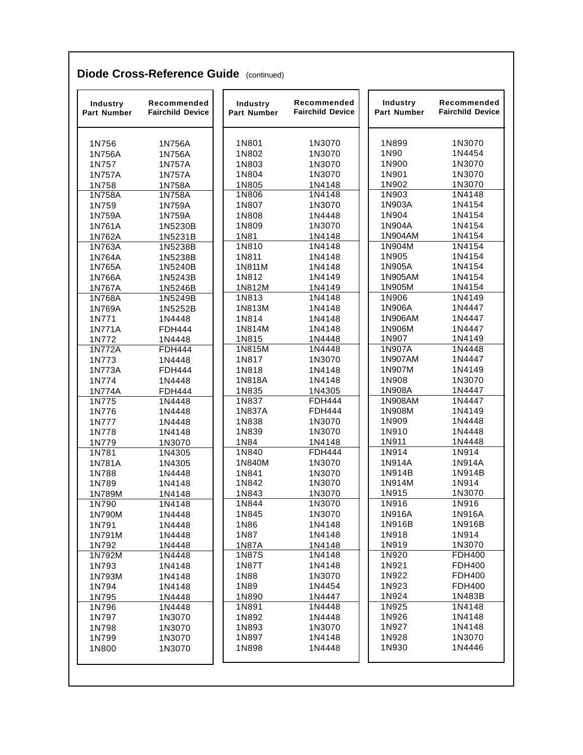## Diode Cross-Reference Guide (continued)

| Industry Part Number | Recommended Fairchild Device |
|---|---|
| 1N756 | 1N756A |
| 1N756A | 1N756A |
| 1N757 | 1N757A |
| 1N757A | 1N757A |
| 1N758 | 1N758A |
| 1N758A | 1N758A |
| 1N759 | 1N759A |
| 1N759A | 1N759A |
| 1N761A | 1N5230B |
| 1N762A | 1N5231B |
| 1N763A | 1N5238B |
| 1N764A | 1N5238B |
| 1N765A | 1N5240B |
| 1N766A | 1N5243B |
| 1N767A | 1N5246B |
| 1N768A | 1N5249B |
| 1N769A | 1N5252B |
| 1N771 | 1N4448 |
| 1N771A | FDH444 |
| 1N772 | 1N4448 |
| 1N772A | FDH444 |
| 1N773 | 1N4448 |
| 1N773A | FDH444 |
| 1N774 | 1N4448 |
| 1N774A | FDH444 |
| 1N775 | 1N4448 |
| 1N776 | 1N4448 |
| 1N777 | 1N4448 |
| 1N778 | 1N4148 |
| 1N779 | 1N3070 |
| 1N781 | 1N4305 |
| 1N781A | 1N4305 |
| 1N788 | 1N4448 |
| 1N789 | 1N4148 |
| 1N789M | 1N4148 |
| 1N790 | 1N4148 |
| 1N790M | 1N4448 |
| 1N791 | 1N4448 |
| 1N791M | 1N4448 |
| 1N792 | 1N4448 |
| 1N792M | 1N4448 |
| 1N793 | 1N4148 |
| 1N793M | 1N4148 |
| 1N794 | 1N4148 |
| 1N795 | 1N4448 |
| 1N796 | 1N4448 |
| 1N797 | 1N3070 |
| 1N798 | 1N3070 |
| 1N799 | 1N3070 |
| 1N800 | 1N3070 |

| Industry Part Number | Recommended Fairchild Device |
|---|---|
| 1N801 | 1N3070 |
| 1N802 | 1N3070 |
| 1N803 | 1N3070 |
| 1N804 | 1N3070 |
| 1N805 | 1N4148 |
| 1N806 | 1N4148 |
| 1N807 | 1N3070 |
| 1N808 | 1N4448 |
| 1N809 | 1N3070 |
| 1N81 | 1N4148 |
| 1N810 | 1N4148 |
| 1N811 | 1N4148 |
| 1N811M | 1N4148 |
| 1N812 | 1N4149 |
| 1N812M | 1N4149 |
| 1N813 | 1N4148 |
| 1N813M | 1N4148 |
| 1N814 | 1N4148 |
| 1N814M | 1N4148 |
| 1N815 | 1N4448 |
| 1N815M | 1N4448 |
| 1N817 | 1N3070 |
| 1N818 | 1N4148 |
| 1N818A | 1N4148 |
| 1N835 | 1N4305 |
| 1N837 | FDH444 |
| 1N837A | FDH444 |
| 1N838 | 1N3070 |
| 1N839 | 1N3070 |
| 1N84 | 1N4148 |
| 1N840 | FDH444 |
| 1N840M | 1N3070 |
| 1N841 | 1N3070 |
| 1N842 | 1N3070 |
| 1N843 | 1N3070 |
| 1N844 | 1N3070 |
| 1N845 | 1N3070 |
| 1N86 | 1N4148 |
| 1N87 | 1N4148 |
| 1N87A | 1N4148 |
| 1N87S | 1N4148 |
| 1N87T | 1N4148 |
| 1N88 | 1N3070 |
| 1N89 | 1N4454 |
| 1N890 | 1N4447 |
| 1N891 | 1N4448 |
| 1N892 | 1N4448 |
| 1N893 | 1N3070 |
| 1N897 | 1N4148 |
| 1N898 | 1N4448 |

| Industry Part Number | Recommended Fairchild Device |
|---|---|
| 1N899 | 1N3070 |
| 1N90 | 1N4454 |
| 1N900 | 1N3070 |
| 1N901 | 1N3070 |
| 1N902 | 1N3070 |
| 1N903 | 1N4148 |
| 1N903A | 1N4154 |
| 1N904 | 1N4154 |
| 1N904A | 1N4154 |
| 1N904AM | 1N4154 |
| 1N904M | 1N4154 |
| 1N905 | 1N4154 |
| 1N905A | 1N4154 |
| 1N905AM | 1N4154 |
| 1N905M | 1N4154 |
| 1N906 | 1N4149 |
| 1N906A | 1N4447 |
| 1N906AM | 1N4447 |
| 1N906M | 1N4447 |
| 1N907 | 1N4149 |
| 1N907A | 1N4448 |
| 1N907AM | 1N4447 |
| 1N907M | 1N4149 |
| 1N908 | 1N3070 |
| 1N908A | 1N4447 |
| 1N908AM | 1N4447 |
| 1N908M | 1N4149 |
| 1N909 | 1N4448 |
| 1N910 | 1N4448 |
| 1N911 | 1N4448 |
| 1N914 | 1N914 |
| 1N914A | 1N914A |
| 1N914B | 1N914B |
| 1N914M | 1N914 |
| 1N915 | 1N3070 |
| 1N916 | 1N916 |
| 1N916A | 1N916A |
| 1N916B | 1N916B |
| 1N918 | 1N914 |
| 1N919 | 1N3070 |
| 1N920 | FDH400 |
| 1N921 | FDH400 |
| 1N922 | FDH400 |
| 1N923 | FDH400 |
| 1N924 | 1N483B |
| 1N925 | 1N4148 |
| 1N926 | 1N4148 |
| 1N927 | 1N4148 |
| 1N928 | 1N3070 |
| 1N930 | 1N4446 |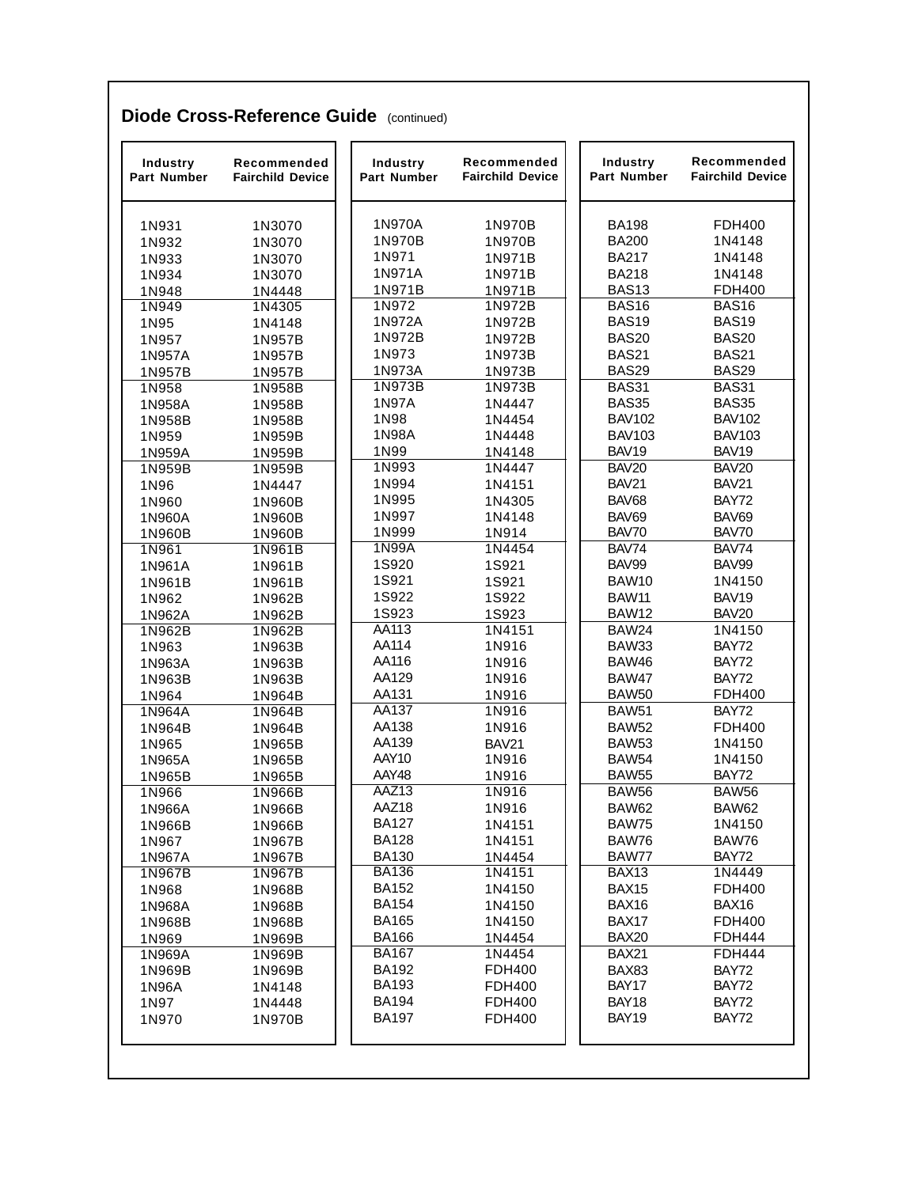## Dioda Cross-Reference Guide (continued)

| Industry Part Number | Recommended Fairchild Device |
|---|---|
| 1N931 | 1N3070 |
| 1N932 | 1N3070 |
| 1N933 | 1N3070 |
| 1N934 | 1N3070 |
| 1N948 | 1N4448 |
| 1N949 | 1N4305 |
| 1N95 | 1N4148 |
| 1N957 | 1N957B |
| 1N957A | 1N957B |
| 1N957B | 1N957B |
| 1N958 | 1N958B |
| 1N958A | 1N958B |
| 1N958B | 1N958B |
| 1N959 | 1N959B |
| 1N959A | 1N959B |
| 1N959B | 1N959B |
| 1N96 | 1N4447 |
| 1N960 | 1N960B |
| 1N960A | 1N960B |
| 1N960B | 1N960B |
| 1N961 | 1N961B |
| 1N961A | 1N961B |
| 1N961B | 1N961B |
| 1N962 | 1N962B |
| 1N962A | 1N962B |
| 1N962B | 1N962B |
| 1N963 | 1N963B |
| 1N963A | 1N963B |
| 1N963B | 1N963B |
| 1N964 | 1N964B |
| 1N964A | 1N964B |
| 1N964B | 1N964B |
| 1N965 | 1N965B |
| 1N965A | 1N965B |
| 1N965B | 1N965B |
| 1N966 | 1N966B |
| 1N966A | 1N966B |
| 1N966B | 1N966B |
| 1N967 | 1N967B |
| 1N967A | 1N967B |
| 1N967B | 1N967B |
| 1N968 | 1N968B |
| 1N968A | 1N968B |
| 1N968B | 1N968B |
| 1N969 | 1N969B |
| 1N969A | 1N969B |
| 1N969B | 1N969B |
| 1N96A | 1N4148 |
| 1N97 | 1N4448 |
| 1N970 | 1N970B |
| 1N970A | 1N970B |
| 1N970B | 1N970B |
| 1N971 | 1N971B |
| 1N971A | 1N971B |
| 1N971B | 1N971B |
| 1N972 | 1N972B |
| 1N972A | 1N972B |
| 1N972B | 1N972B |
| 1N973 | 1N973B |
| 1N973A | 1N973B |
| 1N973B | 1N973B |
| 1N97A | 1N4447 |
| 1N98 | 1N4454 |
| 1N98A | 1N4448 |
| 1N99 | 1N4148 |
| 1N993 | 1N4447 |
| 1N994 | 1N4151 |
| 1N995 | 1N4305 |
| 1N997 | 1N4148 |
| 1N999 | 1N914 |
| 1N99A | 1N4454 |
| 1S920 | 1S921 |
| 1S921 | 1S921 |
| 1S922 | 1S922 |
| 1S923 | 1S923 |
| AA113 | 1N4151 |
| AA114 | 1N916 |
| AA116 | 1N916 |
| AA129 | 1N916 |
| AA131 | 1N916 |
| AA137 | 1N916 |
| AA138 | 1N916 |
| AA139 | BAV21 |
| AAY10 | 1N916 |
| AAY48 | 1N916 |
| AAZ13 | 1N916 |
| AAZ18 | 1N916 |
| BA127 | 1N4151 |
| BA128 | 1N4151 |
| BA130 | 1N4454 |
| BA136 | 1N4151 |
| BA152 | 1N4150 |
| BA154 | 1N4150 |
| BA165 | 1N4150 |
| BA166 | 1N4454 |
| BA167 | 1N4454 |
| BA192 | FDH400 |
| BA193 | FDH400 |
| BA194 | FDH400 |
| BA197 | FDH400 |
| BA198 | FDH400 |
| BA200 | 1N4148 |
| BA217 | 1N4148 |
| BA218 | 1N4148 |
| BAS13 | FDH400 |
| BAS16 | BAS16 |
| BAS19 | BAS19 |
| BAS20 | BAS20 |
| BAS21 | BAS21 |
| BAS29 | BAS29 |
| BAS31 | BAS31 |
| BAS35 | BAS35 |
| BAV102 | BAV102 |
| BAV103 | BAV103 |
| BAV19 | BAV19 |
| BAV20 | BAV20 |
| BAV21 | BAV21 |
| BAV68 | BAY72 |
| BAV69 | BAV69 |
| BAV70 | BAV70 |
| BAV74 | BAV74 |
| BAV99 | BAV99 |
| BAW10 | 1N4150 |
| BAW11 | BAV19 |
| BAW12 | BAV20 |
| BAW24 | 1N4150 |
| BAW33 | BAY72 |
| BAW46 | BAY72 |
| BAW47 | BAY72 |
| BAW50 | FDH400 |
| BAW51 | BAY72 |
| BAW52 | FDH400 |
| BAW53 | 1N4150 |
| BAW54 | 1N4150 |
| BAW55 | BAY72 |
| BAW56 | BAW56 |
| BAW62 | BAW62 |
| BAW75 | 1N4150 |
| BAW76 | BAW76 |
| BAW77 | BAY72 |
| BAX13 | 1N4449 |
| BAX15 | FDH400 |
| BAX16 | BAX16 |
| BAX17 | FDH400 |
| BAX20 | FDH444 |
| BAX21 | FDH444 |
| BAX83 | BAY72 |
| BAY17 | BAY72 |
| BAY18 | BAY72 |
| BAY19 | BAY72 |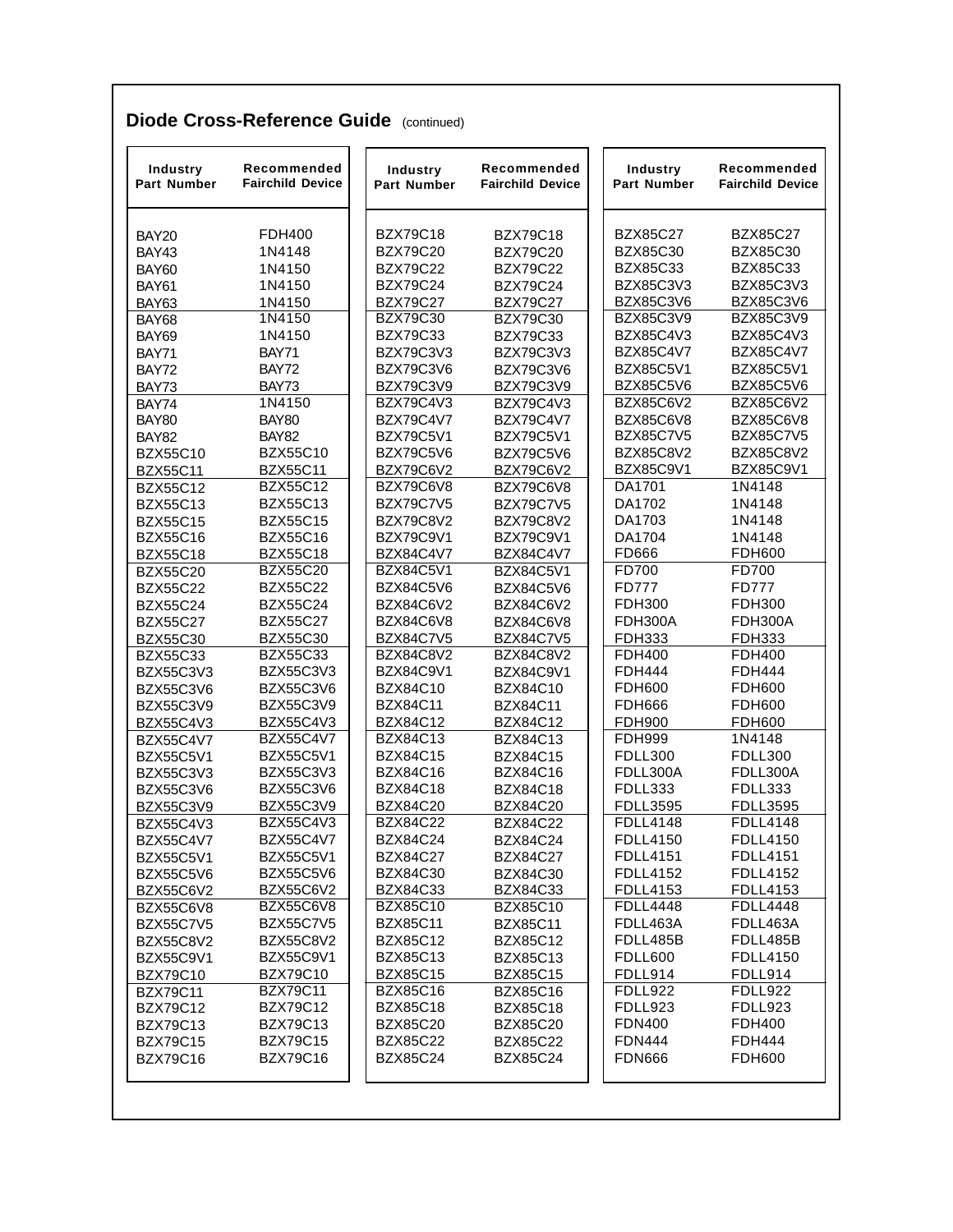## Diode Cross-Reference Guide (continued)

| Industry Part Number | Recommended Fairchild Device |
|---|---|
| BAY20 | FDH400 |
| BAY43 | 1N4148 |
| BAY60 | 1N4150 |
| BAY61 | 1N4150 |
| BAY63 | 1N4150 |
| BAY68 | 1N4150 |
| BAY69 | 1N4150 |
| BAY71 | BAY71 |
| BAY72 | BAY72 |
| BAY73 | BAY73 |
| BAY74 | 1N4150 |
| BAY80 | BAY80 |
| BAY82 | BAY82 |
| BZX55C10 | BZX55C10 |
| BZX55C11 | BZX55C11 |
| BZX55C12 | BZX55C12 |
| BZX55C13 | BZX55C13 |
| BZX55C15 | BZX55C15 |
| BZX55C16 | BZX55C16 |
| BZX55C18 | BZX55C18 |
| BZX55C20 | BZX55C20 |
| BZX55C22 | BZX55C22 |
| BZX55C24 | BZX55C24 |
| BZX55C27 | BZX55C27 |
| BZX55C30 | BZX55C30 |
| BZX55C33 | BZX55C33 |
| BZX55C3V3 | BZX55C3V3 |
| BZX55C3V6 | BZX55C3V6 |
| BZX55C3V9 | BZX55C3V9 |
| BZX55C4V3 | BZX55C4V3 |
| BZX55C4V7 | BZX55C4V7 |
| BZX55C5V1 | BZX55C5V1 |
| BZX55C3V3 | BZX55C3V3 |
| BZX55C3V6 | BZX55C3V6 |
| BZX55C3V9 | BZX55C3V9 |
| BZX55C4V3 | BZX55C4V3 |
| BZX55C4V7 | BZX55C4V7 |
| BZX55C5V1 | BZX55C5V1 |
| BZX55C5V6 | BZX55C5V6 |
| BZX55C6V2 | BZX55C6V2 |
| BZX55C6V8 | BZX55C6V8 |
| BZX55C7V5 | BZX55C7V5 |
| BZX55C8V2 | BZX55C8V2 |
| BZX55C9V1 | BZX55C9V1 |
| BZX79C10 | BZX79C10 |
| BZX79C11 | BZX79C11 |
| BZX79C12 | BZX79C12 |
| BZX79C13 | BZX79C13 |
| BZX79C15 | BZX79C15 |
| BZX79C16 | BZX79C16 |
| BZX79C18 | BZX79C18 |
| BZX79C20 | BZX79C20 |
| BZX79C22 | BZX79C22 |
| BZX79C24 | BZX79C24 |
| BZX79C27 | BZX79C27 |
| BZX79C30 | BZX79C30 |
| BZX79C33 | BZX79C33 |
| BZX79C3V3 | BZX79C3V3 |
| BZX79C3V6 | BZX79C3V6 |
| BZX79C3V9 | BZX79C3V9 |
| BZX79C4V3 | BZX79C4V3 |
| BZX79C4V7 | BZX79C4V7 |
| BZX79C5V1 | BZX79C5V1 |
| BZX79C5V6 | BZX79C5V6 |
| BZX79C6V2 | BZX79C6V2 |
| BZX79C6V8 | BZX79C6V8 |
| BZX79C7V5 | BZX79C7V5 |
| BZX79C8V2 | BZX79C8V2 |
| BZX79C9V1 | BZX79C9V1 |
| BZX84C4V7 | BZX84C4V7 |
| BZX84C5V1 | BZX84C5V1 |
| BZX84C5V6 | BZX84C5V6 |
| BZX84C6V2 | BZX84C6V2 |
| BZX84C6V8 | BZX84C6V8 |
| BZX84C7V5 | BZX84C7V5 |
| BZX84C8V2 | BZX84C8V2 |
| BZX84C9V1 | BZX84C9V1 |
| BZX84C10 | BZX84C10 |
| BZX84C11 | BZX84C11 |
| BZX84C12 | BZX84C12 |
| BZX84C13 | BZX84C13 |
| BZX84C15 | BZX84C15 |
| BZX84C16 | BZX84C16 |
| BZX84C18 | BZX84C18 |
| BZX84C20 | BZX84C20 |
| BZX84C22 | BZX84C22 |
| BZX84C24 | BZX84C24 |
| BZX84C27 | BZX84C27 |
| BZX84C30 | BZX84C30 |
| BZX84C33 | BZX84C33 |
| BZX85C10 | BZX85C10 |
| BZX85C11 | BZX85C11 |
| BZX85C12 | BZX85C12 |
| BZX85C13 | BZX85C13 |
| BZX85C15 | BZX85C15 |
| BZX85C16 | BZX85C16 |
| BZX85C18 | BZX85C18 |
| BZX85C20 | BZX85C20 |
| BZX85C22 | BZX85C22 |
| BZX85C24 | BZX85C24 |
| BZX85C27 | BZX85C27 |
| BZX85C30 | BZX85C30 |
| BZX85C33 | BZX85C33 |
| BZX85C3V3 | BZX85C3V3 |
| BZX85C3V6 | BZX85C3V6 |
| BZX85C3V9 | BZX85C3V9 |
| BZX85C4V3 | BZX85C4V3 |
| BZX85C4V7 | BZX85C4V7 |
| BZX85C5V1 | BZX85C5V1 |
| BZX85C5V6 | BZX85C5V6 |
| BZX85C6V2 | BZX85C6V2 |
| BZX85C6V8 | BZX85C6V8 |
| BZX85C7V5 | BZX85C7V5 |
| BZX85C8V2 | BZX85C8V2 |
| BZX85C9V1 | BZX85C9V1 |
| DA1701 | 1N4148 |
| DA1702 | 1N4148 |
| DA1703 | 1N4148 |
| DA1704 | 1N4148 |
| FD666 | FDH600 |
| FD700 | FD700 |
| FD777 | FD777 |
| FDH300 | FDH300 |
| FDH300A | FDH300A |
| FDH333 | FDH333 |
| FDH400 | FDH400 |
| FDH444 | FDH444 |
| FDH600 | FDH600 |
| FDH666 | FDH600 |
| FDH900 | FDH600 |
| FDH999 | 1N4148 |
| FDLL300 | FDLL300 |
| FDLL300A | FDLL300A |
| FDLL333 | FDLL333 |
| FDLL3595 | FDLL3595 |
| FDLL4148 | FDLL4148 |
| FDLL4150 | FDLL4150 |
| FDLL4151 | FDLL4151 |
| FDLL4152 | FDLL4152 |
| FDLL4153 | FDLL4153 |
| FDLL4448 | FDLL4448 |
| FDLL463A | FDLL463A |
| FDLL485B | FDLL485B |
| FDLL600 | FDLL4150 |
| FDLL914 | FDLL914 |
| FDLL922 | FDLL922 |
| FDLL923 | FDLL923 |
| FDN400 | FDH400 |
| FDN444 | FDH444 |
| FDN666 | FDH600 |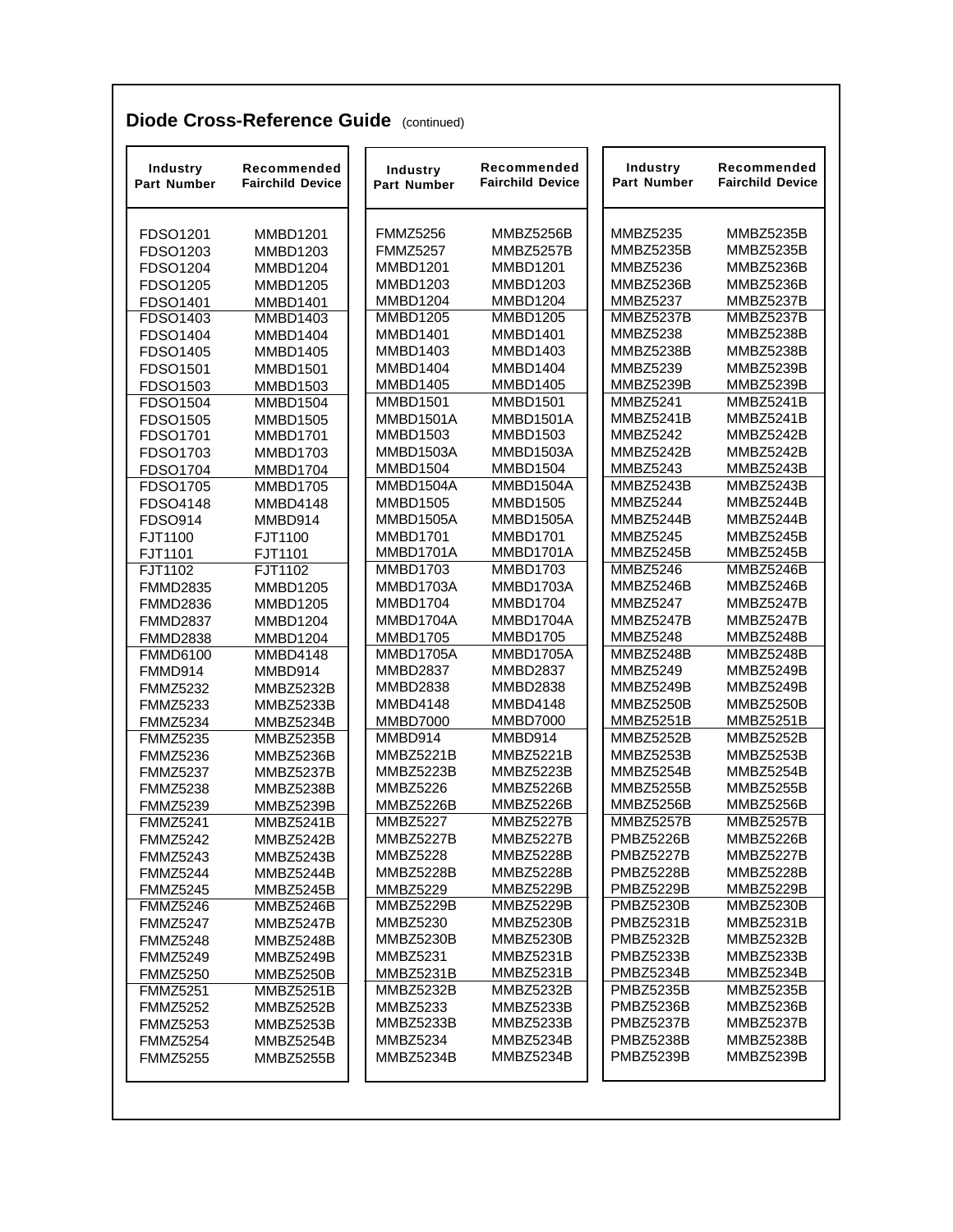## Diode Cross-Reference Guide (continued)

| Industry Part Number | Recommended Fairchild Device |
|---|---|
| FDSO1201 | MMBD1201 |
| FDSO1203 | MMBD1203 |
| FDSO1204 | MMBD1204 |
| FDSO1205 | MMBD1205 |
| FDSO1401 | MMBD1401 |
| FDSO1403 | MMBD1403 |
| FDSO1404 | MMBD1404 |
| FDSO1405 | MMBD1405 |
| FDSO1501 | MMBD1501 |
| FDSO1503 | MMBD1503 |
| FDSO1504 | MMBD1504 |
| FDSO1505 | MMBD1505 |
| FDSO1701 | MMBD1701 |
| FDSO1703 | MMBD1703 |
| FDSO1704 | MMBD1704 |
| FDSO1705 | MMBD1705 |
| FDSO4148 | MMBD4148 |
| FDSO914 | MMBD914 |
| FJT1100 | FJT1100 |
| FJT1101 | FJT1101 |
| FJT1102 | FJT1102 |
| FMMD2835 | MMBD1205 |
| FMMD2836 | MMBD1205 |
| FMMD2837 | MMBD1204 |
| FMMD2838 | MMBD1204 |
| FMMD6100 | MMBD4148 |
| FMMD914 | MMBD914 |
| FMMZ5232 | MMBZ5232B |
| FMMZ5233 | MMBZ5233B |
| FMMZ5234 | MMBZ5234B |
| FMMZ5235 | MMBZ5235B |
| FMMZ5236 | MMBZ5236B |
| FMMZ5237 | MMBZ5237B |
| FMMZ5238 | MMBZ5238B |
| FMMZ5239 | MMBZ5239B |
| FMMZ5241 | MMBZ5241B |
| FMMZ5242 | MMBZ5242B |
| FMMZ5243 | MMBZ5243B |
| FMMZ5244 | MMBZ5244B |
| FMMZ5245 | MMBZ5245B |
| FMMZ5246 | MMBZ5246B |
| FMMZ5247 | MMBZ5247B |
| FMMZ5248 | MMBZ5248B |
| FMMZ5249 | MMBZ5249B |
| FMMZ5250 | MMBZ5250B |
| FMMZ5251 | MMBZ5251B |
| FMMZ5252 | MMBZ5252B |
| FMMZ5253 | MMBZ5253B |
| FMMZ5254 | MMBZ5254B |
| FMMZ5255 | MMBZ5255B |

| Industry Part Number | Recommended Fairchild Device |
|---|---|
| FMMZ5256 | MMBZ5256B |
| FMMZ5257 | MMBZ5257B |
| MMBD1201 | MMBD1201 |
| MMBD1203 | MMBD1203 |
| MMBD1204 | MMBD1204 |
| MMBD1205 | MMBD1205 |
| MMBD1401 | MMBD1401 |
| MMBD1403 | MMBD1403 |
| MMBD1404 | MMBD1404 |
| MMBD1405 | MMBD1405 |
| MMBD1501 | MMBD1501 |
| MMBD1501A | MMBD1501A |
| MMBD1503 | MMBD1503 |
| MMBD1503A | MMBD1503A |
| MMBD1504 | MMBD1504 |
| MMBD1504A | MMBD1504A |
| MMBD1505 | MMBD1505 |
| MMBD1505A | MMBD1505A |
| MMBD1701 | MMBD1701 |
| MMBD1701A | MMBD1701A |
| MMBD1703 | MMBD1703 |
| MMBD1703A | MMBD1703A |
| MMBD1704 | MMBD1704 |
| MMBD1704A | MMBD1704A |
| MMBD1705 | MMBD1705 |
| MMBD1705A | MMBD1705A |
| MMBD2837 | MMBD2837 |
| MMBD2838 | MMBD2838 |
| MMBD4148 | MMBD4148 |
| MMBD7000 | MMBD7000 |
| MMBD914 | MMBD914 |
| MMBZ5221B | MMBZ5221B |
| MMBZ5223B | MMBZ5223B |
| MMBZ5226 | MMBZ5226B |
| MMBZ5226B | MMBZ5226B |
| MMBZ5227 | MMBZ5227B |
| MMBZ5227B | MMBZ5227B |
| MMBZ5228 | MMBZ5228B |
| MMBZ5228B | MMBZ5228B |
| MMBZ5229 | MMBZ5229B |
| MMBZ5229B | MMBZ5229B |
| MMBZ5230 | MMBZ5230B |
| MMBZ5230B | MMBZ5230B |
| MMBZ5231 | MMBZ5231B |
| MMBZ5231B | MMBZ5231B |
| MMBZ5232B | MMBZ5232B |
| MMBZ5233 | MMBZ5233B |
| MMBZ5233B | MMBZ5233B |
| MMBZ5234 | MMBZ5234B |
| MMBZ5234B | MMBZ5234B |

| Industry Part Number | Recommended Fairchild Device |
|---|---|
| MMBZ5235 | MMBZ5235B |
| MMBZ5235B | MMBZ5235B |
| MMBZ5236 | MMBZ5236B |
| MMBZ5236B | MMBZ5236B |
| MMBZ5237 | MMBZ5237B |
| MMBZ5237B | MMBZ5237B |
| MMBZ5238 | MMBZ5238B |
| MMBZ5238B | MMBZ5238B |
| MMBZ5239 | MMBZ5239B |
| MMBZ5239B | MMBZ5239B |
| MMBZ5241 | MMBZ5241B |
| MMBZ5241B | MMBZ5241B |
| MMBZ5242 | MMBZ5242B |
| MMBZ5242B | MMBZ5242B |
| MMBZ5243 | MMBZ5243B |
| MMBZ5243B | MMBZ5243B |
| MMBZ5244 | MMBZ5244B |
| MMBZ5244B | MMBZ5244B |
| MMBZ5245 | MMBZ5245B |
| MMBZ5245B | MMBZ5245B |
| MMBZ5246 | MMBZ5246B |
| MMBZ5246B | MMBZ5246B |
| MMBZ5247 | MMBZ5247B |
| MMBZ5247B | MMBZ5247B |
| MMBZ5248 | MMBZ5248B |
| MMBZ5248B | MMBZ5248B |
| MMBZ5249 | MMBZ5249B |
| MMBZ5249B | MMBZ5249B |
| MMBZ5250B | MMBZ5250B |
| MMBZ5251B | MMBZ5251B |
| MMBZ5252B | MMBZ5252B |
| MMBZ5253B | MMBZ5253B |
| MMBZ5254B | MMBZ5254B |
| MMBZ5255B | MMBZ5255B |
| MMBZ5256B | MMBZ5256B |
| MMBZ5257B | MMBZ5257B |
| PMBZ5226B | MMBZ5226B |
| PMBZ5227B | MMBZ5227B |
| PMBZ5228B | MMBZ5228B |
| PMBZ5229B | MMBZ5229B |
| PMBZ5230B | MMBZ5230B |
| PMBZ5231B | MMBZ5231B |
| PMBZ5232B | MMBZ5232B |
| PMBZ5233B | MMBZ5233B |
| PMBZ5234B | MMBZ5234B |
| PMBZ5235B | MMBZ5235B |
| PMBZ5236B | MMBZ5236B |
| PMBZ5237B | MMBZ5237B |
| PMBZ5238B | MMBZ5238B |
| PMBZ5239B | MMBZ5239B |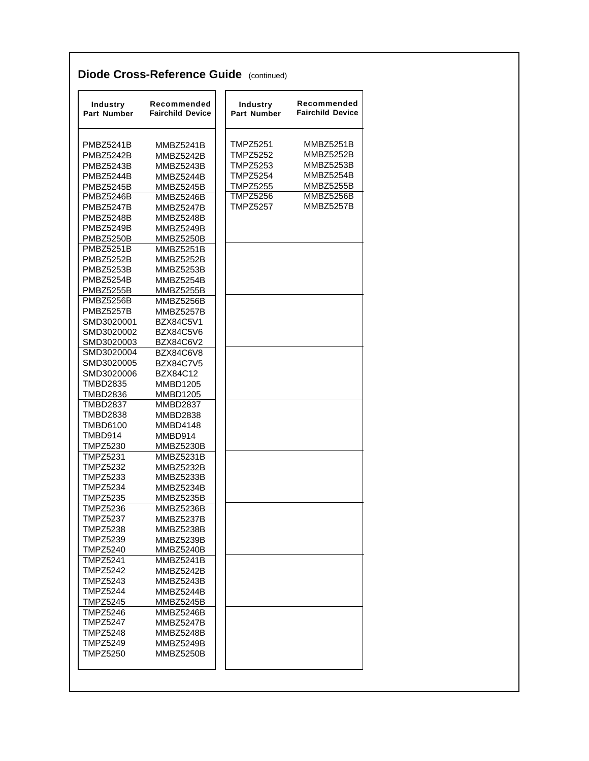## Diode Cross-Reference Guide (continued)

| Industry Part Number | Recommended Fairchild Device |
|---|---|
| PMBZ5241B | MMBZ5241B |
| PMBZ5242B | MMBZ5242B |
| PMBZ5243B | MMBZ5243B |
| PMBZ5244B | MMBZ5244B |
| PMBZ5245B | MMBZ5245B |
| PMBZ5246B | MMBZ5246B |
| PMBZ5247B | MMBZ5247B |
| PMBZ5248B | MMBZ5248B |
| PMBZ5249B | MMBZ5249B |
| PMBZ5250B | MMBZ5250B |
| PMBZ5251B | MMBZ5251B |
| PMBZ5252B | MMBZ5252B |
| PMBZ5253B | MMBZ5253B |
| PMBZ5254B | MMBZ5254B |
| PMBZ5255B | MMBZ5255B |
| PMBZ5256B | MMBZ5256B |
| PMBZ5257B | MMBZ5257B |
| SMD3020001 | BZX84C5V1 |
| SMD3020002 | BZX84C5V6 |
| SMD3020003 | BZX84C6V2 |
| SMD3020004 | BZX84C6V8 |
| SMD3020005 | BZX84C7V5 |
| SMD3020006 | BZX84C12 |
| TMBD2835 | MMBD1205 |
| TMBD2836 | MMBD1205 |
| TMBD2837 | MMBD2837 |
| TMBD2838 | MMBD2838 |
| TMBD6100 | MMBD4148 |
| TMBD914 | MMBD914 |
| TMPZ5230 | MMBZ5230B |
| TMPZ5231 | MMBZ5231B |
| TMPZ5232 | MMBZ5232B |
| TMPZ5233 | MMBZ5233B |
| TMPZ5234 | MMBZ5234B |
| TMPZ5235 | MMBZ5235B |
| TMPZ5236 | MMBZ5236B |
| TMPZ5237 | MMBZ5237B |
| TMPZ5238 | MMBZ5238B |
| TMPZ5239 | MMBZ5239B |
| TMPZ5240 | MMBZ5240B |
| TMPZ5241 | MMBZ5241B |
| TMPZ5242 | MMBZ5242B |
| TMPZ5243 | MMBZ5243B |
| TMPZ5244 | MMBZ5244B |
| TMPZ5245 | MMBZ5245B |
| TMPZ5246 | MMBZ5246B |
| TMPZ5247 | MMBZ5247B |
| TMPZ5248 | MMBZ5248B |
| TMPZ5249 | MMBZ5249B |
| TMPZ5250 | MMBZ5250B |
| TMPZ5251 | MMBZ5251B |
| TMPZ5252 | MMBZ5252B |
| TMPZ5253 | MMBZ5253B |
| TMPZ5254 | MMBZ5254B |
| TMPZ5255 | MMBZ5255B |
| TMPZ5256 | MMBZ5256B |
| TMPZ5257 | MMBZ5257B |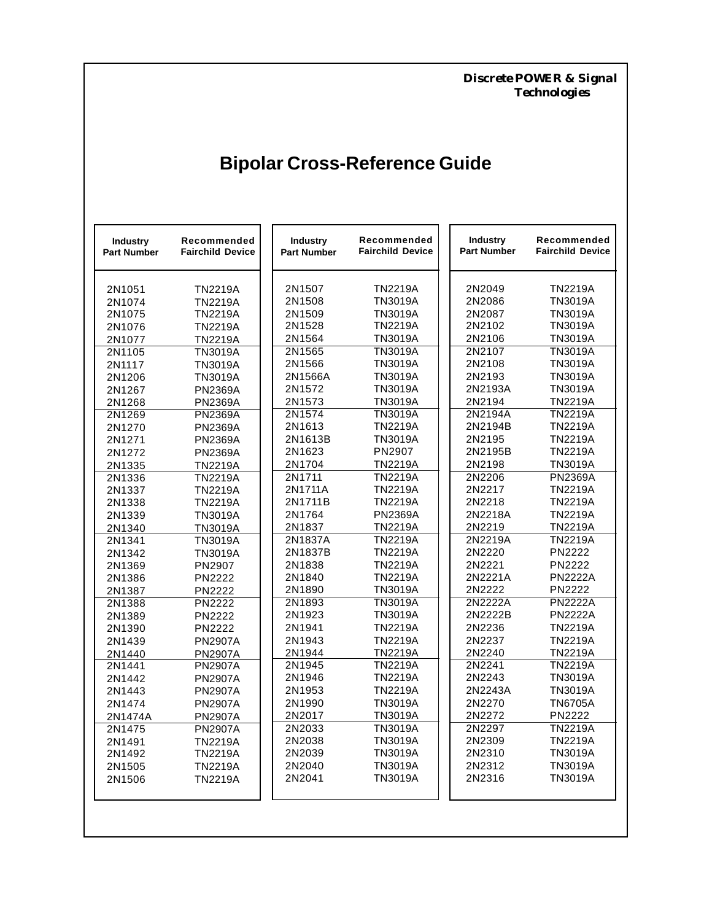**Discrete POWER & Signal Technologies**

# Bipolar Cross-Reference Guide

| Industry Part Number | Recommended Fairchild Device |
|---|---|
| 2N1051 | TN2219A |
| 2N1074 | TN2219A |
| 2N1075 | TN2219A |
| 2N1076 | TN2219A |
| 2N1077 | TN2219A |
| 2N1105 | TN3019A |
| 2N1117 | TN3019A |
| 2N1206 | TN3019A |
| 2N1267 | PN2369A |
| 2N1268 | PN2369A |
| 2N1269 | PN2369A |
| 2N1270 | PN2369A |
| 2N1271 | PN2369A |
| 2N1272 | PN2369A |
| 2N1335 | TN2219A |
| 2N1336 | TN2219A |
| 2N1337 | TN2219A |
| 2N1338 | TN2219A |
| 2N1339 | TN3019A |
| 2N1340 | TN3019A |
| 2N1341 | TN3019A |
| 2N1342 | TN3019A |
| 2N1369 | PN2907 |
| 2N1386 | PN2222 |
| 2N1387 | PN2222 |
| 2N1388 | PN2222 |
| 2N1389 | PN2222 |
| 2N1390 | PN2222 |
| 2N1439 | PN2907A |
| 2N1440 | PN2907A |
| 2N1441 | PN2907A |
| 2N1442 | PN2907A |
| 2N1443 | PN2907A |
| 2N1474 | PN2907A |
| 2N1474A | PN2907A |
| 2N1475 | PN2907A |
| 2N1491 | TN2219A |
| 2N1492 | TN2219A |
| 2N1505 | TN2219A |
| 2N1506 | TN2219A |
| 2N1507 | TN2219A |
| 2N1508 | TN3019A |
| 2N1509 | TN3019A |
| 2N1528 | TN2219A |
| 2N1564 | TN3019A |
| 2N1565 | TN3019A |
| 2N1566 | TN3019A |
| 2N1566A | TN3019A |
| 2N1572 | TN3019A |
| 2N1573 | TN3019A |
| 2N1574 | TN3019A |
| 2N1613 | TN2219A |
| 2N1613B | TN3019A |
| 2N1623 | PN2907 |
| 2N1704 | TN2219A |
| 2N1711 | TN2219A |
| 2N1711A | TN2219A |
| 2N1711B | TN2219A |
| 2N1764 | PN2369A |
| 2N1837 | TN2219A |
| 2N1837A | TN2219A |
| 2N1837B | TN2219A |
| 2N1838 | TN2219A |
| 2N1840 | TN2219A |
| 2N1890 | TN3019A |
| 2N1893 | TN3019A |
| 2N1923 | TN3019A |
| 2N1941 | TN2219A |
| 2N1943 | TN2219A |
| 2N1944 | TN2219A |
| 2N1945 | TN2219A |
| 2N1946 | TN2219A |
| 2N1953 | TN2219A |
| 2N1990 | TN3019A |
| 2N2017 | TN3019A |
| 2N2033 | TN3019A |
| 2N2038 | TN3019A |
| 2N2039 | TN3019A |
| 2N2040 | TN3019A |
| 2N2041 | TN3019A |
| 2N2049 | TN2219A |
| 2N2086 | TN3019A |
| 2N2087 | TN3019A |
| 2N2102 | TN3019A |
| 2N2106 | TN3019A |
| 2N2107 | TN3019A |
| 2N2108 | TN3019A |
| 2N2193 | TN3019A |
| 2N2193A | TN3019A |
| 2N2194 | TN2219A |
| 2N2194A | TN2219A |
| 2N2194B | TN2219A |
| 2N2195 | TN2219A |
| 2N2195B | TN2219A |
| 2N2198 | TN3019A |
| 2N2206 | PN2369A |
| 2N2217 | TN2219A |
| 2N2218 | TN2219A |
| 2N2218A | TN2219A |
| 2N2219 | TN2219A |
| 2N2219A | TN2219A |
| 2N2220 | PN2222 |
| 2N2221 | PN2222 |
| 2N2221A | PN2222A |
| 2N2222 | PN2222 |
| 2N2222A | PN2222A |
| 2N2222B | PN2222A |
| 2N2236 | TN2219A |
| 2N2237 | TN2219A |
| 2N2240 | TN2219A |
| 2N2241 | TN2219A |
| 2N2243 | TN3019A |
| 2N2243A | TN3019A |
| 2N2270 | TN6705A |
| 2N2272 | PN2222 |
| 2N2297 | TN2219A |
| 2N2309 | TN2219A |
| 2N2310 | TN3019A |
| 2N2312 | TN3019A |
| 2N2316 | TN3019A |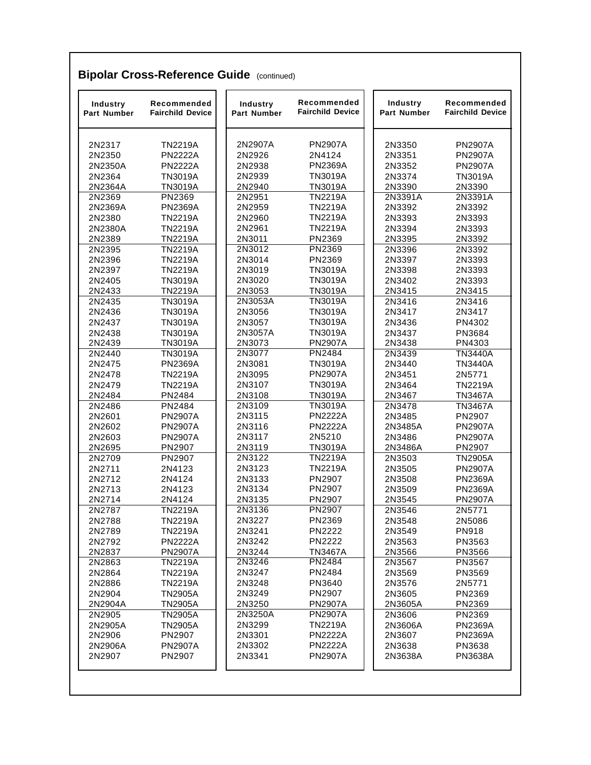## Bipolar Cross-Reference Guide (continued)

| Industry Part Number | Recommended Fairchild Device |
|---|---|
| 2N2317 | TN2219A |
| 2N2350 | PN2222A |
| 2N2350A | PN2222A |
| 2N2364 | TN3019A |
| 2N2364A | TN3019A |
| 2N2369 | PN2369 |
| 2N2369A | PN2369A |
| 2N2380 | TN2219A |
| 2N2380A | TN2219A |
| 2N2389 | TN2219A |
| 2N2395 | TN2219A |
| 2N2396 | TN2219A |
| 2N2397 | TN2219A |
| 2N2405 | TN3019A |
| 2N2433 | TN2219A |
| 2N2435 | TN3019A |
| 2N2436 | TN3019A |
| 2N2437 | TN3019A |
| 2N2438 | TN3019A |
| 2N2439 | TN3019A |
| 2N2440 | TN3019A |
| 2N2475 | PN2369A |
| 2N2478 | TN2219A |
| 2N2479 | TN2219A |
| 2N2484 | PN2484 |
| 2N2486 | PN2484 |
| 2N2601 | PN2907A |
| 2N2602 | PN2907A |
| 2N2603 | PN2907A |
| 2N2695 | PN2907 |
| 2N2709 | PN2907 |
| 2N2711 | 2N4123 |
| 2N2712 | 2N4124 |
| 2N2713 | 2N4123 |
| 2N2714 | 2N4124 |
| 2N2787 | TN2219A |
| 2N2788 | TN2219A |
| 2N2789 | TN2219A |
| 2N2792 | PN2222A |
| 2N2837 | PN2907A |
| 2N2863 | TN2219A |
| 2N2864 | TN2219A |
| 2N2886 | TN2219A |
| 2N2904 | TN2905A |
| 2N2904A | TN2905A |
| 2N2905 | TN2905A |
| 2N2905A | TN2905A |
| 2N2906 | PN2907 |
| 2N2906A | PN2907A |
| 2N2907 | PN2907 |
| 2N2907A | PN2907A |
| 2N2926 | 2N4124 |
| 2N2938 | PN2369A |
| 2N2939 | TN3019A |
| 2N2940 | TN3019A |
| 2N2951 | TN2219A |
| 2N2959 | TN2219A |
| 2N2960 | TN2219A |
| 2N2961 | TN2219A |
| 2N3011 | PN2369 |
| 2N3012 | PN2369 |
| 2N3014 | PN2369 |
| 2N3019 | TN3019A |
| 2N3020 | TN3019A |
| 2N3053 | TN3019A |
| 2N3053A | TN3019A |
| 2N3056 | TN3019A |
| 2N3057 | TN3019A |
| 2N3057A | TN3019A |
| 2N3073 | PN2907A |
| 2N3077 | PN2484 |
| 2N3081 | TN3019A |
| 2N3095 | PN2907A |
| 2N3107 | TN3019A |
| 2N3108 | TN3019A |
| 2N3109 | TN3019A |
| 2N3115 | PN2222A |
| 2N3116 | PN2222A |
| 2N3117 | 2N5210 |
| 2N3119 | TN3019A |
| 2N3122 | TN2219A |
| 2N3123 | TN2219A |
| 2N3133 | PN2907 |
| 2N3134 | PN2907 |
| 2N3135 | PN2907 |
| 2N3136 | PN2907 |
| 2N3227 | PN2369 |
| 2N3241 | PN2222 |
| 2N3242 | PN2222 |
| 2N3244 | TN3467A |
| 2N3246 | PN2484 |
| 2N3247 | PN2484 |
| 2N3248 | PN3640 |
| 2N3249 | PN2907 |
| 2N3250 | PN2907A |
| 2N3250A | PN2907A |
| 2N3299 | TN2219A |
| 2N3301 | PN2222A |
| 2N3302 | PN2222A |
| 2N3341 | PN2907A |
| 2N3350 | PN2907A |
| 2N3351 | PN2907A |
| 2N3352 | PN2907A |
| 2N3374 | TN3019A |
| 2N3390 | 2N3390 |
| 2N3391A | 2N3391A |
| 2N3392 | 2N3392 |
| 2N3393 | 2N3393 |
| 2N3394 | 2N3393 |
| 2N3395 | 2N3392 |
| 2N3396 | 2N3392 |
| 2N3397 | 2N3393 |
| 2N3398 | 2N3393 |
| 2N3402 | 2N3393 |
| 2N3415 | 2N3415 |
| 2N3416 | 2N3416 |
| 2N3417 | 2N3417 |
| 2N3436 | PN4302 |
| 2N3437 | PN3684 |
| 2N3438 | PN4303 |
| 2N3439 | TN3440A |
| 2N3440 | TN3440A |
| 2N3451 | 2N5771 |
| 2N3464 | TN2219A |
| 2N3467 | TN3467A |
| 2N3478 | TN3467A |
| 2N3485 | PN2907 |
| 2N3485A | PN2907A |
| 2N3486 | PN2907A |
| 2N3486A | PN2907 |
| 2N3503 | TN2905A |
| 2N3505 | PN2907A |
| 2N3508 | PN2369A |
| 2N3509 | PN2369A |
| 2N3545 | PN2907A |
| 2N3546 | 2N5771 |
| 2N3548 | 2N5086 |
| 2N3549 | PN918 |
| 2N3563 | PN3563 |
| 2N3566 | PN3566 |
| 2N3567 | PN3567 |
| 2N3569 | PN3569 |
| 2N3576 | 2N5771 |
| 2N3605 | PN2369 |
| 2N3605A | PN2369 |
| 2N3606 | PN2369 |
| 2N3606A | PN2369A |
| 2N3607 | PN2369A |
| 2N3638 | PN3638 |
| 2N3638A | PN3638A |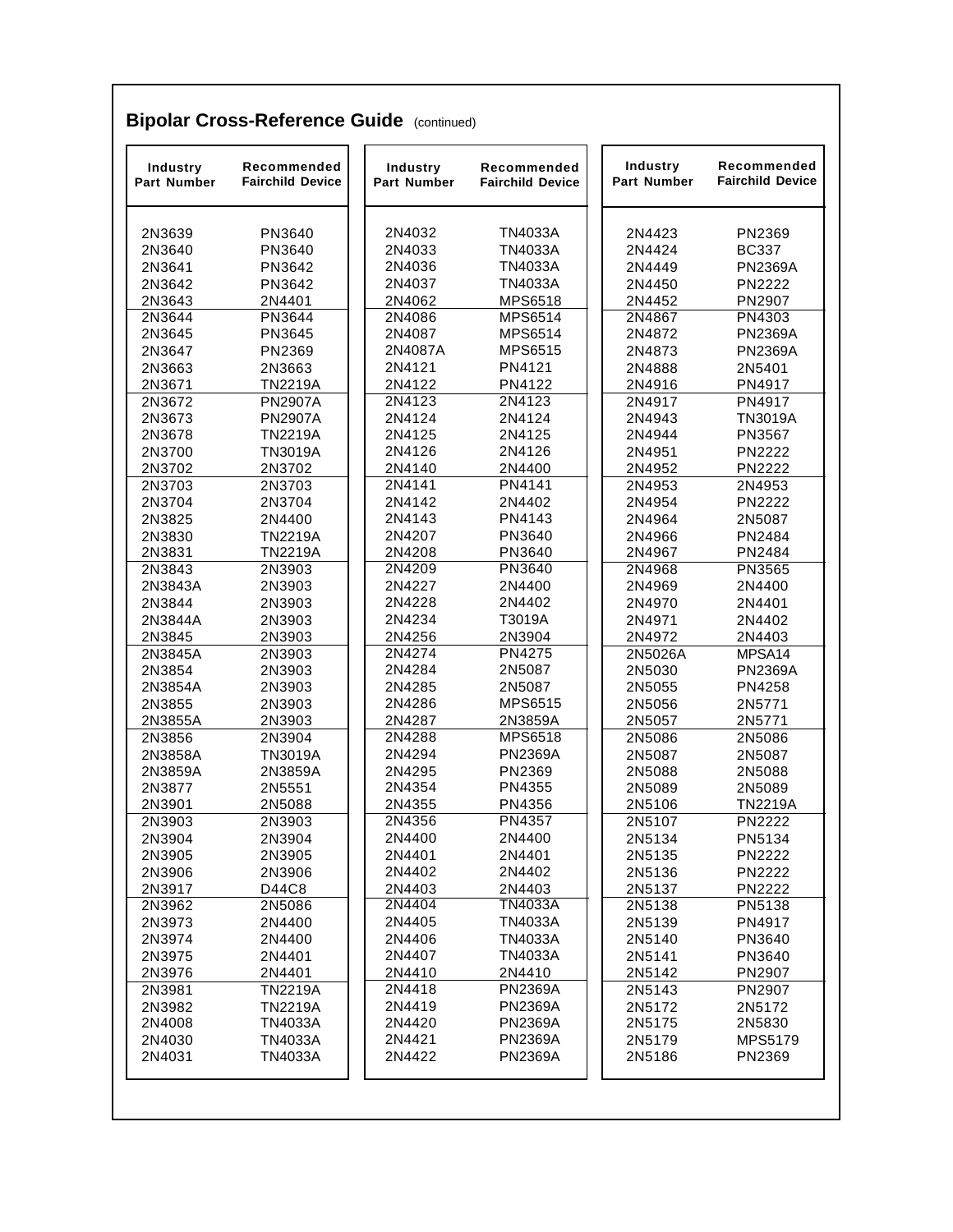## Bipolar Cross-Reference Guide (continued)

| Industry Part Number | Recommended Fairchild Device |
|---|---|
| 2N3639 | PN3640 |
| 2N3640 | PN3640 |
| 2N3641 | PN3642 |
| 2N3642 | PN3642 |
| 2N3643 | 2N4401 |
| 2N3644 | PN3644 |
| 2N3645 | PN3645 |
| 2N3647 | PN2369 |
| 2N3663 | 2N3663 |
| 2N3671 | TN2219A |
| 2N3672 | PN2907A |
| 2N3673 | PN2907A |
| 2N3678 | TN2219A |
| 2N3700 | TN3019A |
| 2N3702 | 2N3702 |
| 2N3703 | 2N3703 |
| 2N3704 | 2N3704 |
| 2N3825 | 2N4400 |
| 2N3830 | TN2219A |
| 2N3831 | TN2219A |
| 2N3843 | 2N3903 |
| 2N3843A | 2N3903 |
| 2N3844 | 2N3903 |
| 2N3844A | 2N3903 |
| 2N3845 | 2N3903 |
| 2N3845A | 2N3903 |
| 2N3854 | 2N3903 |
| 2N3854A | 2N3903 |
| 2N3855 | 2N3903 |
| 2N3855A | 2N3903 |
| 2N3856 | 2N3904 |
| 2N3858A | TN3019A |
| 2N3859A | 2N3859A |
| 2N3877 | 2N5551 |
| 2N3901 | 2N5088 |
| 2N3903 | 2N3903 |
| 2N3904 | 2N3904 |
| 2N3905 | 2N3905 |
| 2N3906 | 2N3906 |
| 2N3917 | D44C8 |
| 2N3962 | 2N5086 |
| 2N3973 | 2N4400 |
| 2N3974 | 2N4400 |
| 2N3975 | 2N4401 |
| 2N3976 | 2N4401 |
| 2N3981 | TN2219A |
| 2N3982 | TN2219A |
| 2N4008 | TN4033A |
| 2N4030 | TN4033A |
| 2N4031 | TN4033A |
| 2N4032 | TN4033A |
| 2N4033 | TN4033A |
| 2N4036 | TN4033A |
| 2N4037 | TN4033A |
| 2N4062 | MPS6518 |
| 2N4086 | MPS6514 |
| 2N4087 | MPS6514 |
| 2N4087A | MPS6515 |
| 2N4121 | PN4121 |
| 2N4122 | PN4122 |
| 2N4123 | 2N4123 |
| 2N4124 | 2N4124 |
| 2N4125 | 2N4125 |
| 2N4126 | 2N4126 |
| 2N4140 | 2N4400 |
| 2N4141 | PN4141 |
| 2N4142 | 2N4402 |
| 2N4143 | PN4143 |
| 2N4207 | PN3640 |
| 2N4208 | PN3640 |
| 2N4209 | PN3640 |
| 2N4227 | 2N4400 |
| 2N4228 | 2N4402 |
| 2N4234 | T3019A |
| 2N4256 | 2N3904 |
| 2N4274 | PN4275 |
| 2N4284 | 2N5087 |
| 2N4285 | 2N5087 |
| 2N4286 | MPS6515 |
| 2N4287 | 2N3859A |
| 2N4288 | MPS6518 |
| 2N4294 | PN2369A |
| 2N4295 | PN2369 |
| 2N4354 | PN4355 |
| 2N4355 | PN4356 |
| 2N4356 | PN4357 |
| 2N4400 | 2N4400 |
| 2N4401 | 2N4401 |
| 2N4402 | 2N4402 |
| 2N4403 | 2N4403 |
| 2N4404 | TN4033A |
| 2N4405 | TN4033A |
| 2N4406 | TN4033A |
| 2N4407 | TN4033A |
| 2N4410 | 2N4410 |
| 2N4418 | PN2369A |
| 2N4419 | PN2369A |
| 2N4420 | PN2369A |
| 2N4421 | PN2369A |
| 2N4422 | PN2369A |
| 2N4423 | PN2369 |
| 2N4424 | BC337 |
| 2N4449 | PN2369A |
| 2N4450 | PN2222 |
| 2N4452 | PN2907 |
| 2N4867 | PN4303 |
| 2N4872 | PN2369A |
| 2N4873 | PN2369A |
| 2N4888 | 2N5401 |
| 2N4916 | PN4917 |
| 2N4917 | PN4917 |
| 2N4943 | TN3019A |
| 2N4944 | PN3567 |
| 2N4951 | PN2222 |
| 2N4952 | PN2222 |
| 2N4953 | 2N4953 |
| 2N4954 | PN2222 |
| 2N4964 | 2N5087 |
| 2N4966 | PN2484 |
| 2N4967 | PN2484 |
| 2N4968 | PN3565 |
| 2N4969 | 2N4400 |
| 2N4970 | 2N4401 |
| 2N4971 | 2N4402 |
| 2N4972 | 2N4403 |
| 2N5026A | MPSA14 |
| 2N5030 | PN2369A |
| 2N5055 | PN4258 |
| 2N5056 | 2N5771 |
| 2N5057 | 2N5771 |
| 2N5086 | 2N5086 |
| 2N5087 | 2N5087 |
| 2N5088 | 2N5088 |
| 2N5089 | 2N5089 |
| 2N5106 | TN2219A |
| 2N5107 | PN2222 |
| 2N5134 | PN5134 |
| 2N5135 | PN2222 |
| 2N5136 | PN2222 |
| 2N5137 | PN2222 |
| 2N5138 | PN5138 |
| 2N5139 | PN4917 |
| 2N5140 | PN3640 |
| 2N5141 | PN3640 |
| 2N5142 | PN2907 |
| 2N5143 | PN2907 |
| 2N5172 | 2N5172 |
| 2N5175 | 2N5830 |
| 2N5179 | MPS5179 |
| 2N5186 | PN2369 |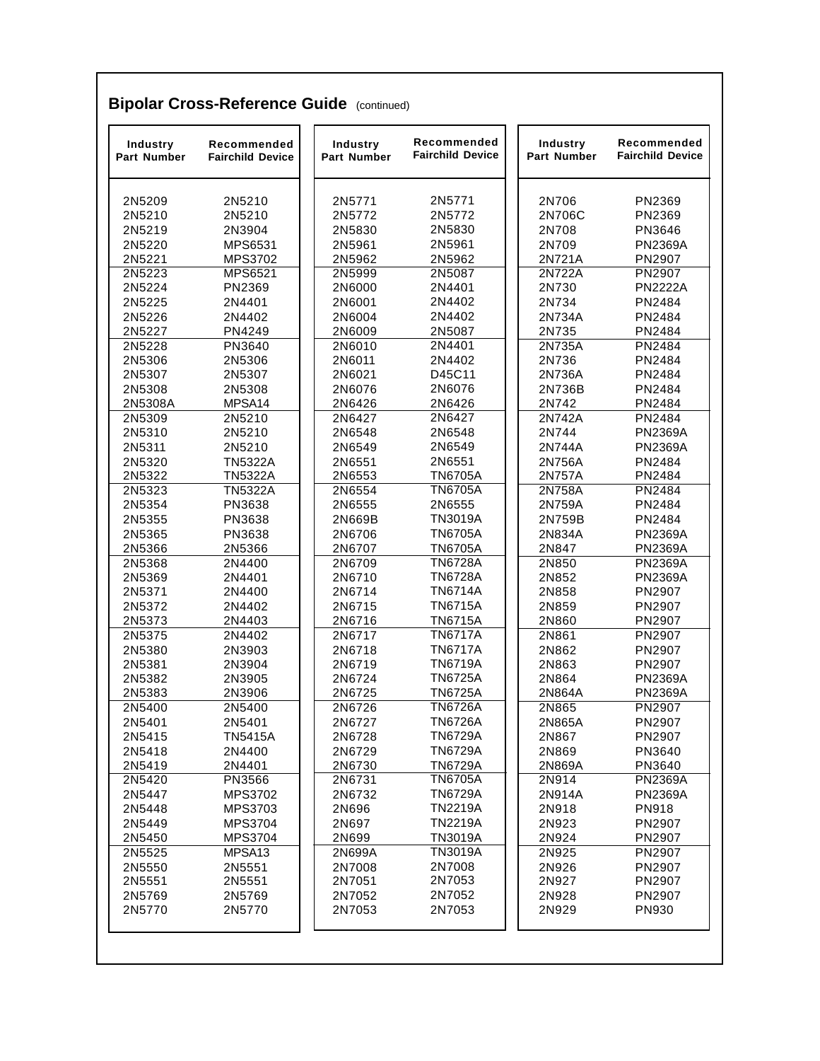## Bipolar Cross-Reference Guide (continued)

| Industry Part Number | Recommended Fairchild Device |
|---|---|
| 2N5209 | 2N5210 |
| 2N5210 | 2N5210 |
| 2N5219 | 2N3904 |
| 2N5220 | MPS6531 |
| 2N5221 | MPS3702 |
| 2N5223 | MPS6521 |
| 2N5224 | PN2369 |
| 2N5225 | 2N4401 |
| 2N5226 | 2N4402 |
| 2N5227 | PN4249 |
| 2N5228 | PN3640 |
| 2N5306 | 2N5306 |
| 2N5307 | 2N5307 |
| 2N5308 | 2N5308 |
| 2N5308A | MPSA14 |
| 2N5309 | 2N5210 |
| 2N5310 | 2N5210 |
| 2N5311 | 2N5210 |
| 2N5320 | TN5322A |
| 2N5322 | TN5322A |
| 2N5323 | TN5322A |
| 2N5354 | PN3638 |
| 2N5355 | PN3638 |
| 2N5365 | PN3638 |
| 2N5366 | 2N5366 |
| 2N5368 | 2N4400 |
| 2N5369 | 2N4401 |
| 2N5371 | 2N4400 |
| 2N5372 | 2N4402 |
| 2N5373 | 2N4403 |
| 2N5375 | 2N4402 |
| 2N5380 | 2N3903 |
| 2N5381 | 2N3904 |
| 2N5382 | 2N3905 |
| 2N5383 | 2N3906 |
| 2N5400 | 2N5400 |
| 2N5401 | 2N5401 |
| 2N5415 | TN5415A |
| 2N5418 | 2N4400 |
| 2N5419 | 2N4401 |
| 2N5420 | PN3566 |
| 2N5447 | MPS3702 |
| 2N5448 | MPS3703 |
| 2N5449 | MPS3704 |
| 2N5450 | MPS3704 |
| 2N5525 | MPSA13 |
| 2N5550 | 2N5551 |
| 2N5551 | 2N5551 |
| 2N5769 | 2N5769 |
| 2N5770 | 2N5770 |

| Industry Part Number | Recommended Fairchild Device |
|---|---|
| 2N5771 | 2N5771 |
| 2N5772 | 2N5772 |
| 2N5830 | 2N5830 |
| 2N5961 | 2N5961 |
| 2N5962 | 2N5962 |
| 2N5999 | 2N5087 |
| 2N6000 | 2N4401 |
| 2N6001 | 2N4402 |
| 2N6004 | 2N4402 |
| 2N6009 | 2N5087 |
| 2N6010 | 2N4401 |
| 2N6011 | 2N4402 |
| 2N6021 | D45C11 |
| 2N6076 | 2N6076 |
| 2N6426 | 2N6426 |
| 2N6427 | 2N6427 |
| 2N6548 | 2N6548 |
| 2N6549 | 2N6549 |
| 2N6551 | 2N6551 |
| 2N6553 | TN6705A |
| 2N6554 | TN6705A |
| 2N6555 | 2N6555 |
| 2N669B | TN3019A |
| 2N6706 | TN6705A |
| 2N6707 | TN6705A |
| 2N6709 | TN6728A |
| 2N6710 | TN6728A |
| 2N6714 | TN6714A |
| 2N6715 | TN6715A |
| 2N6716 | TN6715A |
| 2N6717 | TN6717A |
| 2N6718 | TN6717A |
| 2N6719 | TN6719A |
| 2N6724 | TN6725A |
| 2N6725 | TN6725A |
| 2N6726 | TN6726A |
| 2N6727 | TN6726A |
| 2N6728 | TN6729A |
| 2N6729 | TN6729A |
| 2N6730 | TN6729A |
| 2N6731 | TN6705A |
| 2N6732 | TN6729A |
| 2N696 | TN2219A |
| 2N697 | TN2219A |
| 2N699 | TN3019A |
| 2N699A | TN3019A |
| 2N7008 | 2N7008 |
| 2N7051 | 2N7053 |
| 2N7052 | 2N7052 |
| 2N7053 | 2N7053 |

| Industry Part Number | Recommended Fairchild Device |
|---|---|
| 2N706 | PN2369 |
| 2N706C | PN2369 |
| 2N708 | PN3646 |
| 2N709 | PN2369A |
| 2N721A | PN2907 |
| 2N722A | PN2907 |
| 2N730 | PN2222A |
| 2N734 | PN2484 |
| 2N734A | PN2484 |
| 2N735 | PN2484 |
| 2N735A | PN2484 |
| 2N736 | PN2484 |
| 2N736A | PN2484 |
| 2N736B | PN2484 |
| 2N742 | PN2484 |
| 2N742A | PN2484 |
| 2N744 | PN2369A |
| 2N744A | PN2369A |
| 2N756A | PN2484 |
| 2N757A | PN2484 |
| 2N758A | PN2484 |
| 2N759A | PN2484 |
| 2N759B | PN2484 |
| 2N834A | PN2369A |
| 2N847 | PN2369A |
| 2N850 | PN2369A |
| 2N852 | PN2369A |
| 2N858 | PN2907 |
| 2N859 | PN2907 |
| 2N860 | PN2907 |
| 2N861 | PN2907 |
| 2N862 | PN2907 |
| 2N863 | PN2907 |
| 2N864 | PN2369A |
| 2N864A | PN2369A |
| 2N865 | PN2907 |
| 2N865A | PN2907 |
| 2N867 | PN2907 |
| 2N869 | PN3640 |
| 2N869A | PN3640 |
| 2N914 | PN2369A |
| 2N914A | PN2369A |
| 2N918 | PN918 |
| 2N923 | PN2907 |
| 2N924 | PN2907 |
| 2N925 | PN2907 |
| 2N926 | PN2907 |
| 2N927 | PN2907 |
| 2N928 | PN2907 |
| 2N929 | PN930 |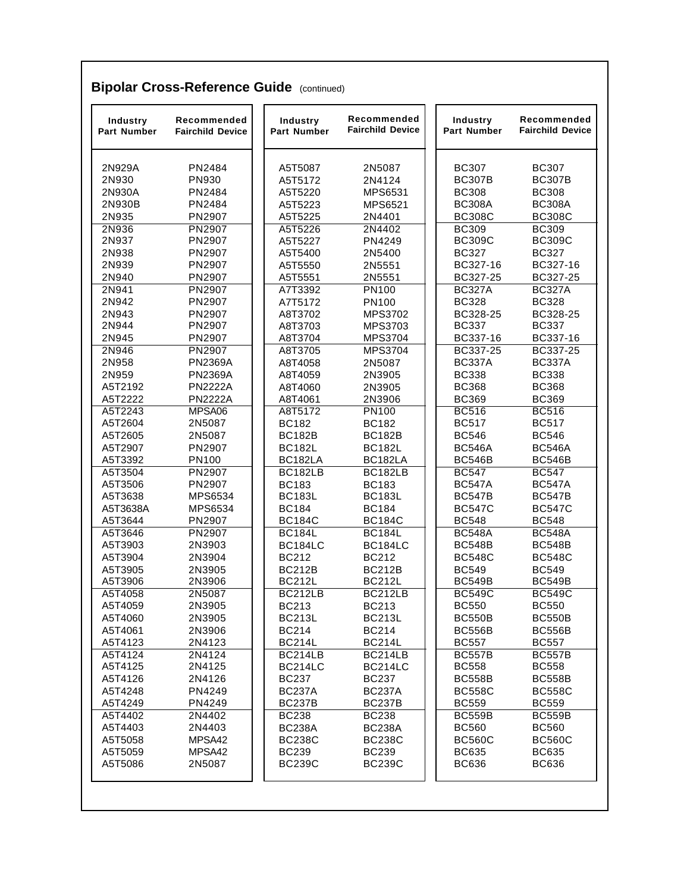## Bipolar Cross-Reference Guide (continued)

| Industry Part Number | Recommended Fairchild Device |
|---|---|
| 2N929A | PN2484 |
| 2N930 | PN930 |
| 2N930A | PN2484 |
| 2N930B | PN2484 |
| 2N935 | PN2907 |
| 2N936 | PN2907 |
| 2N937 | PN2907 |
| 2N938 | PN2907 |
| 2N939 | PN2907 |
| 2N940 | PN2907 |
| 2N941 | PN2907 |
| 2N942 | PN2907 |
| 2N943 | PN2907 |
| 2N944 | PN2907 |
| 2N945 | PN2907 |
| 2N946 | PN2907 |
| 2N958 | PN2369A |
| 2N959 | PN2369A |
| A5T2192 | PN2222A |
| A5T2222 | PN2222A |
| A5T2243 | MPSA06 |
| A5T2604 | 2N5087 |
| A5T2605 | 2N5087 |
| A5T2907 | PN2907 |
| A5T3392 | PN100 |
| A5T3504 | PN2907 |
| A5T3506 | PN2907 |
| A5T3638 | MPS6534 |
| A5T3638A | MPS6534 |
| A5T3644 | PN2907 |
| A5T3646 | PN2907 |
| A5T3903 | 2N3903 |
| A5T3904 | 2N3904 |
| A5T3905 | 2N3905 |
| A5T3906 | 2N3906 |
| A5T4058 | 2N5087 |
| A5T4059 | 2N3905 |
| A5T4060 | 2N3905 |
| A5T4061 | 2N3906 |
| A5T4123 | 2N4123 |
| A5T4124 | 2N4124 |
| A5T4125 | 2N4125 |
| A5T4126 | 2N4126 |
| A5T4248 | PN4249 |
| A5T4249 | PN4249 |
| A5T4402 | 2N4402 |
| A5T4403 | 2N4403 |
| A5T5058 | MPSA42 |
| A5T5059 | MPSA42 |
| A5T5086 | 2N5087 |
| A5T5087 | 2N5087 |
| A5T5172 | 2N4124 |
| A5T5220 | MPS6531 |
| A5T5223 | MPS6521 |
| A5T5225 | 2N4401 |
| A5T5226 | 2N4402 |
| A5T5227 | PN4249 |
| A5T5400 | 2N5400 |
| A5T5550 | 2N5551 |
| A5T5551 | 2N5551 |
| A7T3392 | PN100 |
| A7T5172 | PN100 |
| A8T3702 | MPS3702 |
| A8T3703 | MPS3703 |
| A8T3704 | MPS3704 |
| A8T3705 | MPS3704 |
| A8T4058 | 2N5087 |
| A8T4059 | 2N3905 |
| A8T4060 | 2N3905 |
| A8T4061 | 2N3906 |
| A8T5172 | PN100 |
| BC182 | BC182 |
| BC182B | BC182B |
| BC182L | BC182L |
| BC182LA | BC182LA |
| BC182LB | BC182LB |
| BC183 | BC183 |
| BC183L | BC183L |
| BC184 | BC184 |
| BC184C | BC184C |
| BC184L | BC184L |
| BC184LC | BC184LC |
| BC212 | BC212 |
| BC212B | BC212B |
| BC212L | BC212L |
| BC212LB | BC212LB |
| BC213 | BC213 |
| BC213L | BC213L |
| BC214 | BC214 |
| BC214L | BC214L |
| BC214LB | BC214LB |
| BC214LC | BC214LC |
| BC237 | BC237 |
| BC237A | BC237A |
| BC237B | BC237B |
| BC238 | BC238 |
| BC238A | BC238A |
| BC238C | BC238C |
| BC239 | BC239 |
| BC239C | BC239C |
| BC307 | BC307 |
| BC307B | BC307B |
| BC308 | BC308 |
| BC308A | BC308A |
| BC308C | BC308C |
| BC309 | BC309 |
| BC309C | BC309C |
| BC327 | BC327 |
| BC327-16 | BC327-16 |
| BC327-25 | BC327-25 |
| BC327A | BC327A |
| BC328 | BC328 |
| BC328-25 | BC328-25 |
| BC337 | BC337 |
| BC337-16 | BC337-16 |
| BC337-25 | BC337-25 |
| BC337A | BC337A |
| BC338 | BC338 |
| BC368 | BC368 |
| BC369 | BC369 |
| BC516 | BC516 |
| BC517 | BC517 |
| BC546 | BC546 |
| BC546A | BC546A |
| BC546B | BC546B |
| BC547 | BC547 |
| BC547A | BC547A |
| BC547B | BC547B |
| BC547C | BC547C |
| BC548 | BC548 |
| BC548A | BC548A |
| BC548B | BC548B |
| BC548C | BC548C |
| BC549 | BC549 |
| BC549B | BC549B |
| BC549C | BC549C |
| BC550 | BC550 |
| BC550B | BC550B |
| BC556B | BC556B |
| BC557 | BC557 |
| BC557B | BC557B |
| BC558 | BC558 |
| BC558B | BC558B |
| BC558C | BC558C |
| BC559 | BC559 |
| BC559B | BC559B |
| BC560 | BC560 |
| BC560C | BC560C |
| BC635 | BC635 |
| BC636 | BC636 |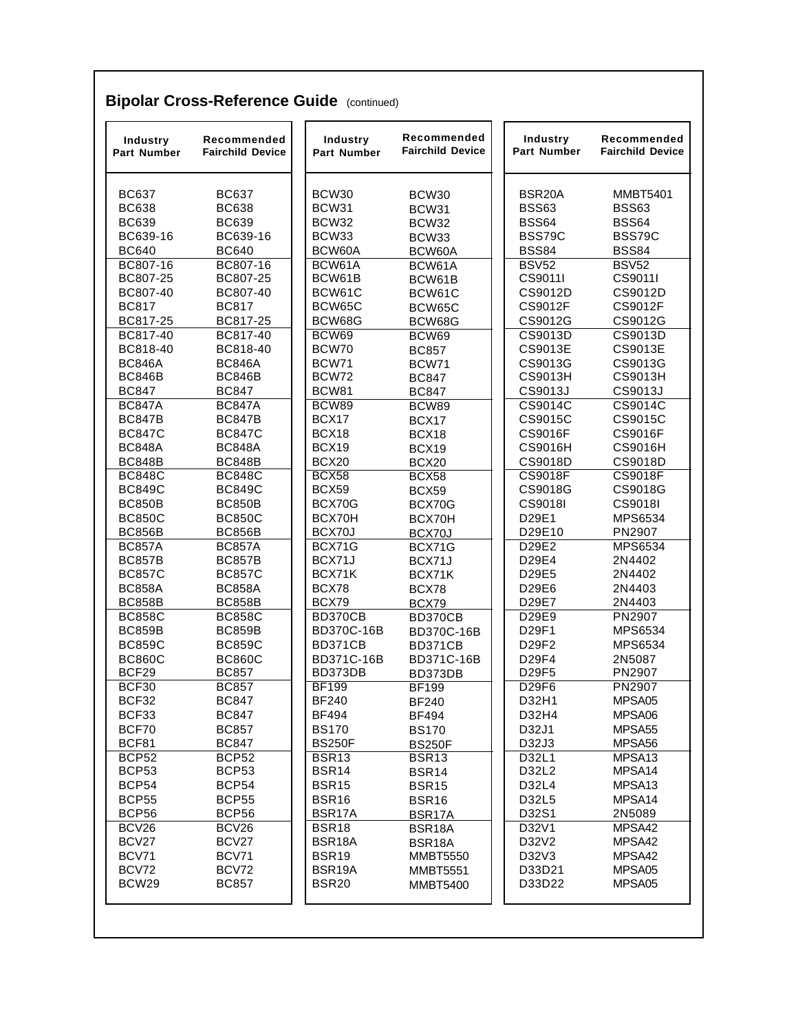## Bipolar Cross-Reference Guide (continued)

| Industry Part Number | Recommended Fairchild Device |
|---|---|
| BC637 | BC637 |
| BC638 | BC638 |
| BC639 | BC639 |
| BC639-16 | BC639-16 |
| BC640 | BC640 |
| BC807-16 | BC807-16 |
| BC807-25 | BC807-25 |
| BC807-40 | BC807-40 |
| BC817 | BC817 |
| BC817-25 | BC817-25 |
| BC817-40 | BC817-40 |
| BC818-40 | BC818-40 |
| BC846A | BC846A |
| BC846B | BC846B |
| BC847 | BC847 |
| BC847A | BC847A |
| BC847B | BC847B |
| BC847C | BC847C |
| BC848A | BC848A |
| BC848B | BC848B |
| BC848C | BC848C |
| BC849C | BC849C |
| BC850B | BC850B |
| BC850C | BC850C |
| BC856B | BC856B |
| BC857A | BC857A |
| BC857B | BC857B |
| BC857C | BC857C |
| BC858A | BC858A |
| BC858B | BC858B |
| BC858C | BC858C |
| BC859B | BC859B |
| BC859C | BC859C |
| BC860C | BC860C |
| BCF29 | BC857 |
| BCF30 | BC857 |
| BCF32 | BC847 |
| BCF33 | BC847 |
| BCF70 | BC857 |
| BCF81 | BC847 |
| BCP52 | BCP52 |
| BCP53 | BCP53 |
| BCP54 | BCP54 |
| BCP55 | BCP55 |
| BCP56 | BCP56 |
| BCV26 | BCV26 |
| BCV27 | BCV27 |
| BCV71 | BCV71 |
| BCV72 | BCV72 |
| BCW29 | BC857 |
| BCW30 | BCW30 |
| BCW31 | BCW31 |
| BCW32 | BCW32 |
| BCW33 | BCW33 |
| BCW60A | BCW60A |
| BCW61A | BCW61A |
| BCW61B | BCW61B |
| BCW61C | BCW61C |
| BCW65C | BCW65C |
| BCW68G | BCW68G |
| BCW69 | BCW69 |
| BCW70 | BC857 |
| BCW71 | BCW71 |
| BCW72 | BC847 |
| BCW81 | BC847 |
| BCW89 | BCW89 |
| BCX17 | BCX17 |
| BCX18 | BCX18 |
| BCX19 | BCX19 |
| BCX20 | BCX20 |
| BCX58 | BCX58 |
| BCX59 | BCX59 |
| BCX70G | BCX70G |
| BCX70H | BCX70H |
| BCX70J | BCX70J |
| BCX71G | BCX71G |
| BCX71J | BCX71J |
| BCX71K | BCX71K |
| BCX78 | BCX78 |
| BCX79 | BCX79 |
| BD370CB | BD370CB |
| BD370C-16B | BD370C-16B |
| BD371CB | BD371CB |
| BD371C-16B | BD371C-16B |
| BD373DB | BD373DB |
| BF199 | BF199 |
| BF240 | BF240 |
| BF494 | BF494 |
| BS170 | BS170 |
| BS250F | BS250F |
| BSR13 | BSR13 |
| BSR14 | BSR14 |
| BSR15 | BSR15 |
| BSR16 | BSR16 |
| BSR17A | BSR17A |
| BSR18 | BSR18A |
| BSR18A | BSR18A |
| BSR19 | MMBT5550 |
| BSR19A | MMBT5551 |
| BSR20 | MMBT5400 |
| BSR20A | MMBT5401 |
| BSS63 | BSS63 |
| BSS64 | BSS64 |
| BSS79C | BSS79C |
| BSS84 | BSS84 |
| BSV52 | BSV52 |
| CS9011I | CS9011I |
| CS9012D | CS9012D |
| CS9012F | CS9012F |
| CS9012G | CS9012G |
| CS9013D | CS9013D |
| CS9013E | CS9013E |
| CS9013G | CS9013G |
| CS9013H | CS9013H |
| CS9013J | CS9013J |
| CS9014C | CS9014C |
| CS9015C | CS9015C |
| CS9016F | CS9016F |
| CS9016H | CS9016H |
| CS9018D | CS9018D |
| CS9018F | CS9018F |
| CS9018G | CS9018G |
| CS9018I | CS9018I |
| D29E1 | MPS6534 |
| D29E10 | PN2907 |
| D29E2 | MPS6534 |
| D29E4 | 2N4402 |
| D29E5 | 2N4402 |
| D29E6 | 2N4403 |
| D29E7 | 2N4403 |
| D29E9 | PN2907 |
| D29F1 | MPS6534 |
| D29F2 | MPS6534 |
| D29F4 | 2N5087 |
| D29F5 | PN2907 |
| D29F6 | PN2907 |
| D32H1 | MPSA05 |
| D32H4 | MPSA06 |
| D32J1 | MPSA55 |
| D32J3 | MPSA56 |
| D32L1 | MPSA13 |
| D32L2 | MPSA14 |
| D32L4 | MPSA13 |
| D32L5 | MPSA14 |
| D32S1 | 2N5089 |
| D32V1 | MPSA42 |
| D32V2 | MPSA42 |
| D32V3 | MPSA42 |
| D33D21 | MPSA05 |
| D33D22 | MPSA05 |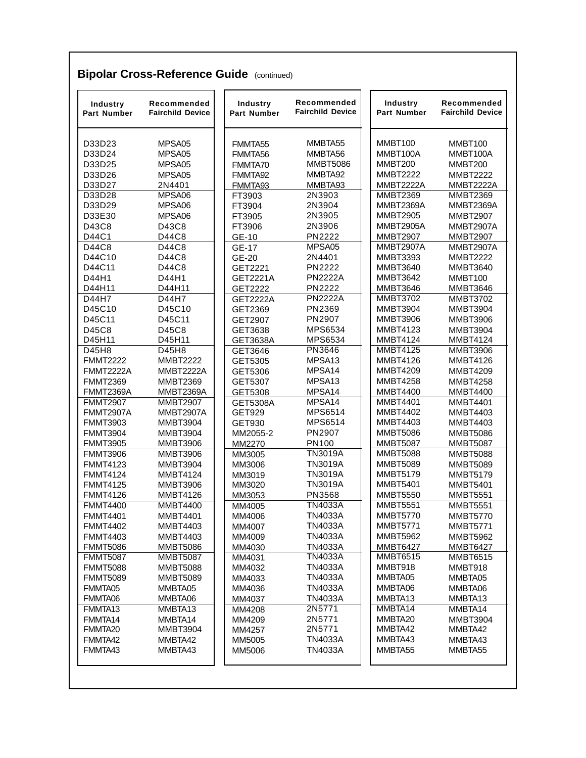## Bipolar Cross-Reference Guide (continued)

| Industry Part Number | Recommended Fairchild Device |
|---|---|
| D33D23 | MPSA05 |
| D33D24 | MPSA05 |
| D33D25 | MPSA05 |
| D33D26 | MPSA05 |
| D33D27 | 2N4401 |
| D33D28 | MPSA06 |
| D33D29 | MPSA06 |
| D33E30 | MPSA06 |
| D43C8 | D43C8 |
| D44C1 | D44C8 |
| D44C8 | D44C8 |
| D44C10 | D44C8 |
| D44C11 | D44C8 |
| D44H1 | D44H1 |
| D44H11 | D44H11 |
| D44H7 | D44H7 |
| D45C10 | D45C10 |
| D45C11 | D45C11 |
| D45C8 | D45C8 |
| D45H11 | D45H11 |
| D45H8 | D45H8 |
| FMMT2222 | MMBT2222 |
| FMMT2222A | MMBT2222A |
| FMMT2369 | MMBT2369 |
| FMMT2369A | MMBT2369A |
| FMMT2907 | MMBT2907 |
| FMMT2907A | MMBT2907A |
| FMMT3903 | MMBT3904 |
| FMMT3904 | MMBT3904 |
| FMMT3905 | MMBT3906 |
| FMMT3906 | MMBT3906 |
| FMMT4123 | MMBT3904 |
| FMMT4124 | MMBT4124 |
| FMMT4125 | MMBT3906 |
| FMMT4126 | MMBT4126 |
| FMMT4400 | MMBT4400 |
| FMMT4401 | MMBT4401 |
| FMMT4402 | MMBT4403 |
| FMMT4403 | MMBT4403 |
| FMMT5086 | MMBT5086 |
| FMMT5087 | MMBT5087 |
| FMMT5088 | MMBT5088 |
| FMMT5089 | MMBT5089 |
| FMMTA05 | MMBTA05 |
| FMMTA06 | MMBTA06 |
| FMMTA13 | MMBTA13 |
| FMMTA14 | MMBTA14 |
| FMMTA20 | MMBT3904 |
| FMMTA42 | MMBTA42 |
| FMMTA43 | MMBTA43 |

| Industry Part Number | Recommended Fairchild Device |
|---|---|
| FMMTA55 | MMBTA55 |
| FMMTA56 | MMBTA56 |
| FMMTA70 | MMBT5086 |
| FMMTA92 | MMBTA92 |
| FMMTA93 | MMBTA93 |
| FT3903 | 2N3903 |
| FT3904 | 2N3904 |
| FT3905 | 2N3905 |
| FT3906 | 2N3906 |
| GE-10 | PN2222 |
| GE-17 | MPSA05 |
| GE-20 | 2N4401 |
| GET2221 | PN2222 |
| GET2221A | PN2222A |
| GET2222 | PN2222 |
| GET2222A | PN2222A |
| GET2369 | PN2369 |
| GET2907 | PN2907 |
| GET3638 | MPS6534 |
| GET3638A | MPS6534 |
| GET3646 | PN3646 |
| GET5305 | MPSA13 |
| GET5306 | MPSA14 |
| GET5307 | MPSA13 |
| GET5308 | MPSA14 |
| GET5308A | MPSA14 |
| GET929 | MPS6514 |
| GET930 | MPS6514 |
| MM2055-2 | PN2907 |
| MM2270 | PN100 |
| MM3005 | TN3019A |
| MM3006 | TN3019A |
| MM3019 | TN3019A |
| MM3020 | TN3019A |
| MM3053 | PN3568 |
| MM4005 | TN4033A |
| MM4006 | TN4033A |
| MM4007 | TN4033A |
| MM4009 | TN4033A |
| MM4030 | TN4033A |
| MM4031 | TN4033A |
| MM4032 | TN4033A |
| MM4033 | TN4033A |
| MM4036 | TN4033A |
| MM4037 | TN4033A |
| MM4208 | 2N5771 |
| MM4209 | 2N5771 |
| MM4257 | 2N5771 |
| MM5005 | TN4033A |
| MM5006 | TN4033A |

| Industry Part Number | Recommended Fairchild Device |
|---|---|
| MMBT100 | MMBT100 |
| MMBT100A | MMBT100A |
| MMBT200 | MMBT200 |
| MMBT2222 | MMBT2222 |
| MMBT2222A | MMBT2222A |
| MMBT2369 | MMBT2369 |
| MMBT2369A | MMBT2369A |
| MMBT2905 | MMBT2907 |
| MMBT2905A | MMBT2907A |
| MMBT2907 | MMBT2907 |
| MMBT2907A | MMBT2907A |
| MMBT3393 | MMBT2222 |
| MMBT3640 | MMBT3640 |
| MMBT3642 | MMBT100 |
| MMBT3646 | MMBT3646 |
| MMBT3702 | MMBT3702 |
| MMBT3904 | MMBT3904 |
| MMBT3906 | MMBT3906 |
| MMBT4123 | MMBT3904 |
| MMBT4124 | MMBT4124 |
| MMBT4125 | MMBT3906 |
| MMBT4126 | MMBT4126 |
| MMBT4209 | MMBT4209 |
| MMBT4258 | MMBT4258 |
| MMBT4400 | MMBT4400 |
| MMBT4401 | MMBT4401 |
| MMBT4402 | MMBT4403 |
| MMBT4403 | MMBT4403 |
| MMBT5086 | MMBT5086 |
| MMBT5087 | MMBT5087 |
| MMBT5088 | MMBT5088 |
| MMBT5089 | MMBT5089 |
| MMBT5179 | MMBT5179 |
| MMBT5401 | MMBT5401 |
| MMBT5550 | MMBT5551 |
| MMBT5551 | MMBT5551 |
| MMBT5770 | MMBT5770 |
| MMBT5771 | MMBT5771 |
| MMBT5962 | MMBT5962 |
| MMBT6427 | MMBT6427 |
| MMBT6515 | MMBT6515 |
| MMBT918 | MMBT918 |
| MMBTA05 | MMBTA05 |
| MMBTA06 | MMBTA06 |
| MMBTA13 | MMBTA13 |
| MMBTA14 | MMBTA14 |
| MMBTA20 | MMBT3904 |
| MMBTA42 | MMBTA42 |
| MMBTA43 | MMBTA43 |
| MMBTA55 | MMBTA55 |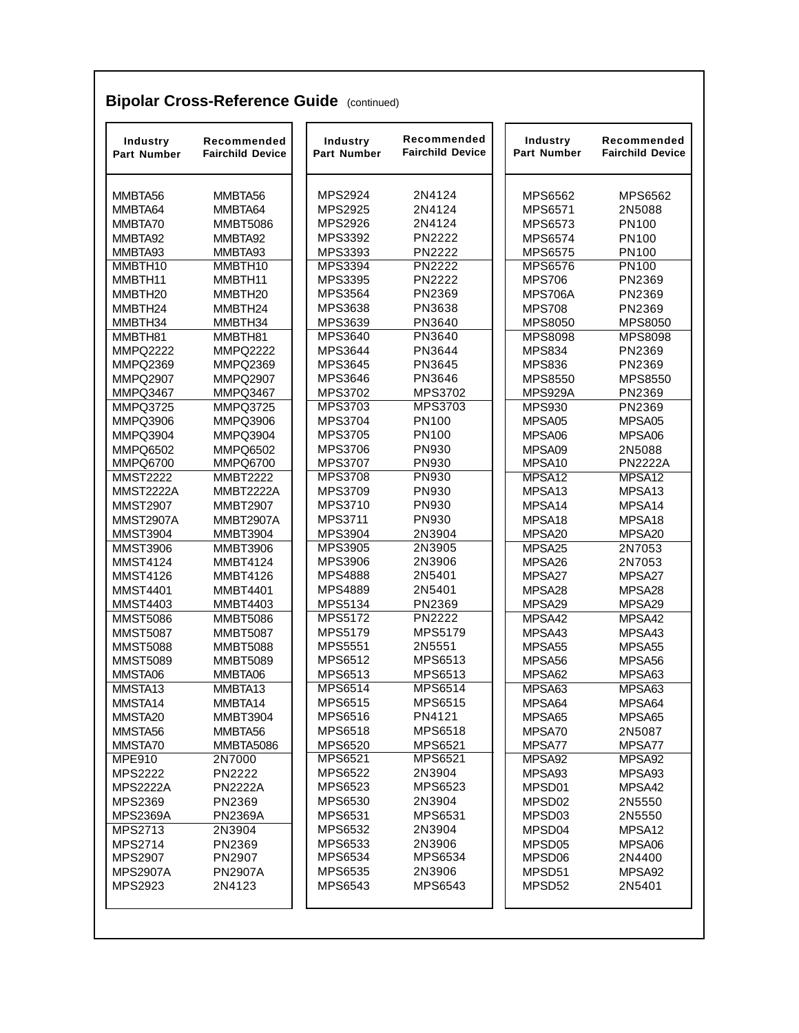## Bipolar Cross-Reference Guide (continued)

| Industry Part Number | Recommended Fairchild Device |
|---|---|
| MMBTA56 | MMBTA56 |
| MMBTA64 | MMBTA64 |
| MMBTA70 | MMBT5086 |
| MMBTA92 | MMBTA92 |
| MMBTA93 | MMBTA93 |
| MMBTH10 | MMBTH10 |
| MMBTH11 | MMBTH11 |
| MMBTH20 | MMBTH20 |
| MMBTH24 | MMBTH24 |
| MMBTH34 | MMBTH34 |
| MMBTH81 | MMBTH81 |
| MMPQ2222 | MMPQ2222 |
| MMPQ2369 | MMPQ2369 |
| MMPQ2907 | MMPQ2907 |
| MMPQ3467 | MMPQ3467 |
| MMPQ3725 | MMPQ3725 |
| MMPQ3906 | MMPQ3906 |
| MMPQ3904 | MMPQ3904 |
| MMPQ6502 | MMPQ6502 |
| MMPQ6700 | MMPQ6700 |
| MMST2222 | MMBT2222 |
| MMST2222A | MMBT2222A |
| MMST2907 | MMBT2907 |
| MMST2907A | MMBT2907A |
| MMST3904 | MMBT3904 |
| MMST3906 | MMBT3906 |
| MMST4124 | MMBT4124 |
| MMST4126 | MMBT4126 |
| MMST4401 | MMBT4401 |
| MMST4403 | MMBT4403 |
| MMST5086 | MMBT5086 |
| MMST5087 | MMBT5087 |
| MMST5088 | MMBT5088 |
| MMST5089 | MMBT5089 |
| MMSTA06 | MMBTA06 |
| MMSTA13 | MMBTA13 |
| MMSTA14 | MMBTA14 |
| MMSTA20 | MMBT3904 |
| MMSTA56 | MMBTA56 |
| MMSTA70 | MMBTA5086 |
| MPE910 | 2N7000 |
| MPS2222 | PN2222 |
| MPS2222A | PN2222A |
| MPS2369 | PN2369 |
| MPS2369A | PN2369A |
| MPS2713 | 2N3904 |
| MPS2714 | PN2369 |
| MPS2907 | PN2907 |
| MPS2907A | PN2907A |
| MPS2923 | 2N4123 |
| MPS2924 | 2N4124 |
| MPS2925 | 2N4124 |
| MPS2926 | 2N4124 |
| MPS3392 | PN2222 |
| MPS3393 | PN2222 |
| MPS3394 | PN2222 |
| MPS3395 | PN2222 |
| MPS3564 | PN2369 |
| MPS3638 | PN3638 |
| MPS3639 | PN3640 |
| MPS3640 | PN3640 |
| MPS3644 | PN3644 |
| MPS3645 | PN3645 |
| MPS3646 | PN3646 |
| MPS3702 | MPS3702 |
| MPS3703 | MPS3703 |
| MPS3704 | PN100 |
| MPS3705 | PN100 |
| MPS3706 | PN930 |
| MPS3707 | PN930 |
| MPS3708 | PN930 |
| MPS3709 | PN930 |
| MPS3710 | PN930 |
| MPS3711 | PN930 |
| MPS3904 | 2N3904 |
| MPS3905 | 2N3905 |
| MPS3906 | 2N3906 |
| MPS4888 | 2N5401 |
| MPS4889 | 2N5401 |
| MPS5134 | PN2369 |
| MPS5172 | PN2222 |
| MPS5179 | MPS5179 |
| MPS5551 | 2N5551 |
| MPS6512 | MPS6513 |
| MPS6513 | MPS6513 |
| MPS6514 | MPS6514 |
| MPS6515 | MPS6515 |
| MPS6516 | PN4121 |
| MPS6518 | MPS6518 |
| MPS6520 | MPS6521 |
| MPS6521 | MPS6521 |
| MPS6522 | 2N3904 |
| MPS6523 | MPS6523 |
| MPS6530 | 2N3904 |
| MPS6531 | MPS6531 |
| MPS6532 | 2N3904 |
| MPS6533 | 2N3906 |
| MPS6534 | MPS6534 |
| MPS6535 | 2N3906 |
| MPS6543 | MPS6543 |
| MPS6562 | MPS6562 |
| MPS6571 | 2N5088 |
| MPS6573 | PN100 |
| MPS6574 | PN100 |
| MPS6575 | PN100 |
| MPS6576 | PN100 |
| MPS706 | PN2369 |
| MPS706A | PN2369 |
| MPS708 | PN2369 |
| MPS8050 | MPS8050 |
| MPS8098 | MPS8098 |
| MPS834 | PN2369 |
| MPS836 | PN2369 |
| MPS8550 | MPS8550 |
| MPS929A | PN2369 |
| MPS930 | PN2369 |
| MPSA05 | MPSA05 |
| MPSA06 | MPSA06 |
| MPSA09 | 2N5088 |
| MPSA10 | PN2222A |
| MPSA12 | MPSA12 |
| MPSA13 | MPSA13 |
| MPSA14 | MPSA14 |
| MPSA18 | MPSA18 |
| MPSA20 | MPSA20 |
| MPSA25 | 2N7053 |
| MPSA26 | 2N7053 |
| MPSA27 | MPSA27 |
| MPSA28 | MPSA28 |
| MPSA29 | MPSA29 |
| MPSA42 | MPSA42 |
| MPSA43 | MPSA43 |
| MPSA55 | MPSA55 |
| MPSA56 | MPSA56 |
| MPSA62 | MPSA63 |
| MPSA63 | MPSA63 |
| MPSA64 | MPSA64 |
| MPSA65 | MPSA65 |
| MPSA70 | 2N5087 |
| MPSA77 | MPSA77 |
| MPSA92 | MPSA92 |
| MPSA93 | MPSA93 |
| MPSD01 | MPSA42 |
| MPSD02 | 2N5550 |
| MPSD03 | 2N5550 |
| MPSD04 | MPSA12 |
| MPSD05 | MPSA06 |
| MPSD06 | 2N4400 |
| MPSD51 | MPSA92 |
| MPSD52 | 2N5401 |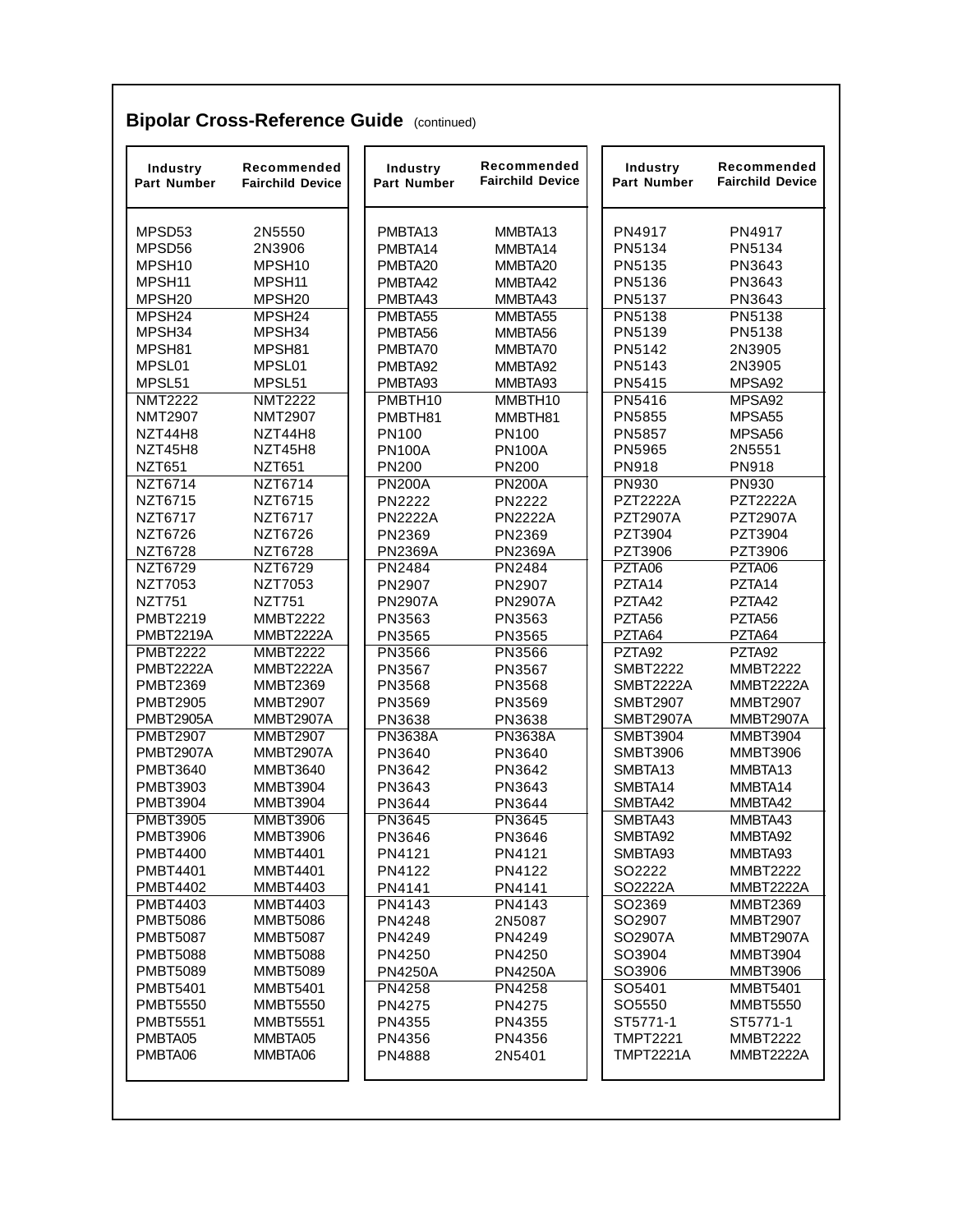## Bipolar Cross-Reference Guide (continued)

| Industry Part Number | Recommended Fairchild Device |
|---|---|
| MPSD53 | 2N5550 |
| MPSD56 | 2N3906 |
| MPSH10 | MPSH10 |
| MPSH11 | MPSH11 |
| MPSH20 | MPSH20 |
| MPSH24 | MPSH24 |
| MPSH34 | MPSH34 |
| MPSH81 | MPSH81 |
| MPSL01 | MPSL01 |
| MPSL51 | MPSL51 |
| NMT2222 | NMT2222 |
| NMT2907 | NMT2907 |
| NZT44H8 | NZT44H8 |
| NZT45H8 | NZT45H8 |
| NZT651 | NZT651 |
| NZT6714 | NZT6714 |
| NZT6715 | NZT6715 |
| NZT6717 | NZT6717 |
| NZT6726 | NZT6726 |
| NZT6728 | NZT6728 |
| NZT6729 | NZT6729 |
| NZT7053 | NZT7053 |
| NZT751 | NZT751 |
| PMBT2219 | MMBT2222 |
| PMBT2219A | MMBT2222A |
| PMBT2222 | MMBT2222 |
| PMBT2222A | MMBT2222A |
| PMBT2369 | MMBT2369 |
| PMBT2905 | MMBT2907 |
| PMBT2905A | MMBT2907A |
| PMBT2907 | MMBT2907 |
| PMBT2907A | MMBT2907A |
| PMBT3640 | MMBT3640 |
| PMBT3903 | MMBT3904 |
| PMBT3904 | MMBT3904 |
| PMBT3905 | MMBT3906 |
| PMBT3906 | MMBT3906 |
| PMBT4400 | MMBT4401 |
| PMBT4401 | MMBT4401 |
| PMBT4402 | MMBT4403 |
| PMBT4403 | MMBT4403 |
| PMBT5086 | MMBT5086 |
| PMBT5087 | MMBT5087 |
| PMBT5088 | MMBT5088 |
| PMBT5089 | MMBT5089 |
| PMBT5401 | MMBT5401 |
| PMBT5550 | MMBT5550 |
| PMBT5551 | MMBT5551 |
| PMBTA05 | MMBTA05 |
| PMBTA06 | MMBTA06 |

| Industry Part Number | Recommended Fairchild Device |
|---|---|
| PMBTA13 | MMBTA13 |
| PMBTA14 | MMBTA14 |
| PMBTA20 | MMBTA20 |
| PMBTA42 | MMBTA42 |
| PMBTA43 | MMBTA43 |
| PMBTA55 | MMBTA55 |
| PMBTA56 | MMBTA56 |
| PMBTA70 | MMBTA70 |
| PMBTA92 | MMBTA92 |
| PMBTA93 | MMBTA93 |
| PMBTH10 | MMBTH10 |
| PMBTH81 | MMBTH81 |
| PN100 | PN100 |
| PN100A | PN100A |
| PN200 | PN200 |
| PN200A | PN200A |
| PN2222 | PN2222 |
| PN2222A | PN2222A |
| PN2369 | PN2369 |
| PN2369A | PN2369A |
| PN2484 | PN2484 |
| PN2907 | PN2907 |
| PN2907A | PN2907A |
| PN3563 | PN3563 |
| PN3565 | PN3565 |
| PN3566 | PN3566 |
| PN3567 | PN3567 |
| PN3568 | PN3568 |
| PN3569 | PN3569 |
| PN3638 | PN3638 |
| PN3638A | PN3638A |
| PN3640 | PN3640 |
| PN3642 | PN3642 |
| PN3643 | PN3643 |
| PN3644 | PN3644 |
| PN3645 | PN3645 |
| PN3646 | PN3646 |
| PN4121 | PN4121 |
| PN4122 | PN4122 |
| PN4141 | PN4141 |
| PN4143 | PN4143 |
| PN4248 | 2N5087 |
| PN4249 | PN4249 |
| PN4250 | PN4250 |
| PN4250A | PN4250A |
| PN4258 | PN4258 |
| PN4275 | PN4275 |
| PN4355 | PN4355 |
| PN4356 | PN4356 |
| PN4888 | 2N5401 |

| Industry Part Number | Recommended Fairchild Device |
|---|---|
| PN4917 | PN4917 |
| PN5134 | PN5134 |
| PN5135 | PN3643 |
| PN5136 | PN3643 |
| PN5137 | PN3643 |
| PN5138 | PN5138 |
| PN5139 | PN5138 |
| PN5142 | 2N3905 |
| PN5143 | 2N3905 |
| PN5415 | MPSA92 |
| PN5416 | MPSA92 |
| PN5855 | MPSA55 |
| PN5857 | MPSA56 |
| PN5965 | 2N5551 |
| PN918 | PN918 |
| PN930 | PN930 |
| PZT2222A | PZT2222A |
| PZT2907A | PZT2907A |
| PZT3904 | PZT3904 |
| PZT3906 | PZT3906 |
| PZTA06 | PZTA06 |
| PZTA14 | PZTA14 |
| PZTA42 | PZTA42 |
| PZTA56 | PZTA56 |
| PZTA64 | PZTA64 |
| PZTA92 | PZTA92 |
| SMBT2222 | MMBT2222 |
| SMBT2222A | MMBT2222A |
| SMBT2907 | MMBT2907 |
| SMBT2907A | MMBT2907A |
| SMBT3904 | MMBT3904 |
| SMBT3906 | MMBT3906 |
| SMBTA13 | MMBTA13 |
| SMBTA14 | MMBTA14 |
| SMBTA42 | MMBTA42 |
| SMBTA43 | MMBTA43 |
| SMBTA92 | MMBTA92 |
| SMBTA93 | MMBTA93 |
| SO2222 | MMBT2222 |
| SO2222A | MMBT2222A |
| SO2369 | MMBT2369 |
| SO2907 | MMBT2907 |
| SO2907A | MMBT2907A |
| SO3904 | MMBT3904 |
| SO3906 | MMBT3906 |
| SO5401 | MMBT5401 |
| SO5550 | MMBT5550 |
| ST5771-1 | ST5771-1 |
| TMPT2221 | MMBT2222 |
| TMPT2221A | MMBT2222A |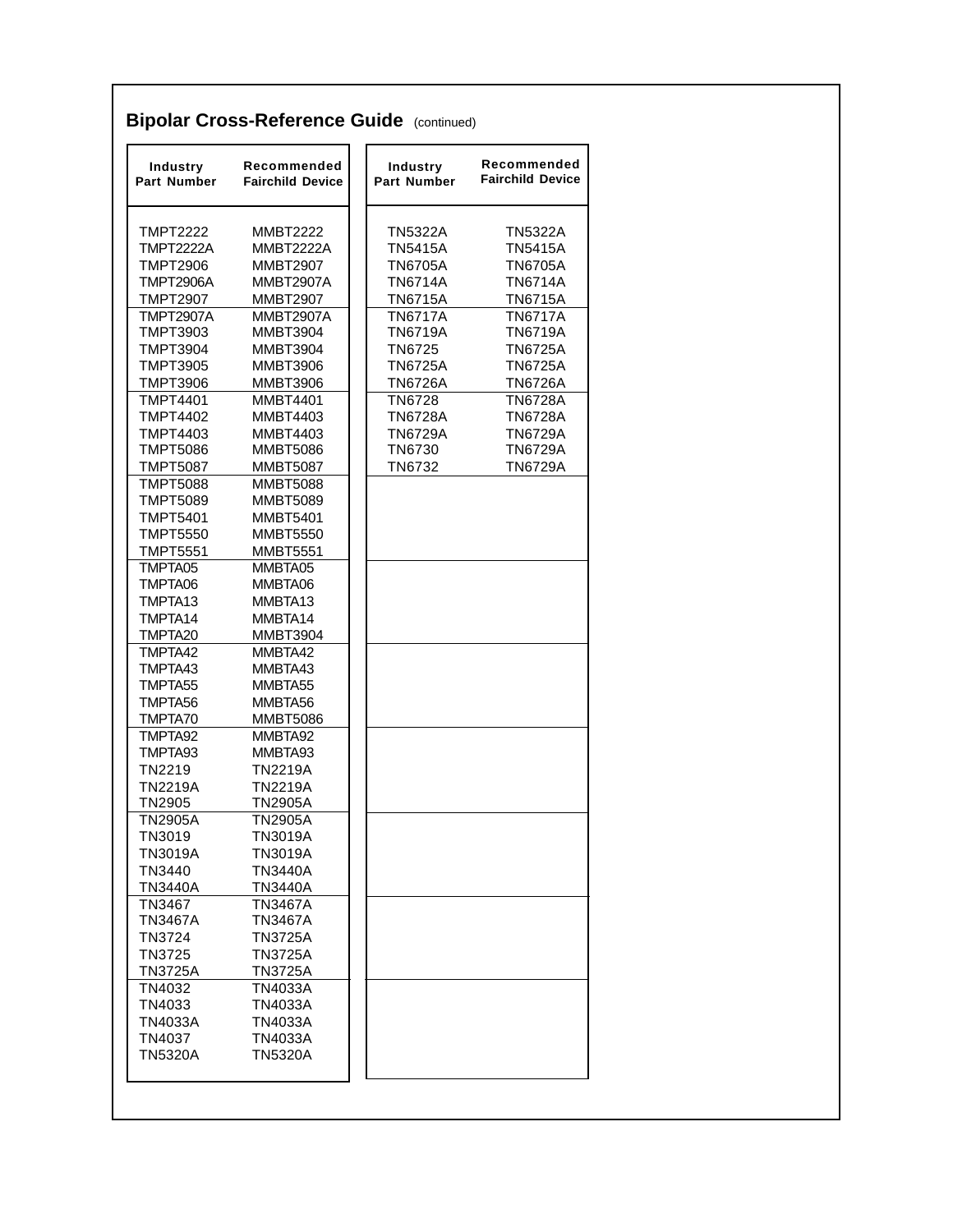## Bipolar Cross-Reference Guide (continued)

| Industry Part Number | Recommended Fairchild Device |
|---|---|
| TMPT2222 | MMBT2222 |
| TMPT2222A | MMBT2222A |
| TMPT2906 | MMBT2907 |
| TMPT2906A | MMBT2907A |
| TMPT2907 | MMBT2907 |
| TMPT2907A | MMBT2907A |
| TMPT3903 | MMBT3904 |
| TMPT3904 | MMBT3904 |
| TMPT3905 | MMBT3906 |
| TMPT3906 | MMBT3906 |
| TMPT4401 | MMBT4401 |
| TMPT4402 | MMBT4403 |
| TMPT4403 | MMBT4403 |
| TMPT5086 | MMBT5086 |
| TMPT5087 | MMBT5087 |
| TMPT5088 | MMBT5088 |
| TMPT5089 | MMBT5089 |
| TMPT5401 | MMBT5401 |
| TMPT5550 | MMBT5550 |
| TMPT5551 | MMBT5551 |
| TMPTA05 | MMBTA05 |
| TMPTA06 | MMBTA06 |
| TMPTA13 | MMBTA13 |
| TMPTA14 | MMBTA14 |
| TMPTA20 | MMBT3904 |
| TMPTA42 | MMBTA42 |
| TMPTA43 | MMBTA43 |
| TMPTA55 | MMBTA55 |
| TMPTA56 | MMBTA56 |
| TMPTA70 | MMBT5086 |
| TMPTA92 | MMBTA92 |
| TMPTA93 | MMBTA93 |
| TN2219 | TN2219A |
| TN2219A | TN2219A |
| TN2905 | TN2905A |
| TN2905A | TN2905A |
| TN3019 | TN3019A |
| TN3019A | TN3019A |
| TN3440 | TN3440A |
| TN3440A | TN3440A |
| TN3467 | TN3467A |
| TN3467A | TN3467A |
| TN3724 | TN3725A |
| TN3725 | TN3725A |
| TN3725A | TN3725A |
| TN4032 | TN4033A |
| TN4033 | TN4033A |
| TN4033A | TN4033A |
| TN4037 | TN4033A |
| TN5320A | TN5320A |
| TN5322A | TN5322A |
| TN5415A | TN5415A |
| TN6705A | TN6705A |
| TN6714A | TN6714A |
| TN6715A | TN6715A |
| TN6717A | TN6717A |
| TN6719A | TN6719A |
| TN6725 | TN6725A |
| TN6725A | TN6725A |
| TN6726A | TN6726A |
| TN6728 | TN6728A |
| TN6728A | TN6728A |
| TN6729A | TN6729A |
| TN6730 | TN6729A |
| TN6732 | TN6729A |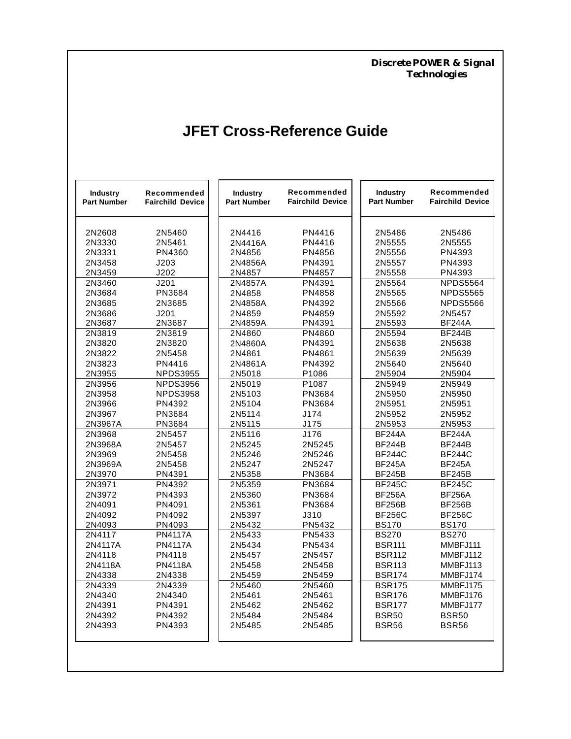Discrete POWER & Signal Technologies

# JFET Cross-Reference Guide

| Industry Part Number | Recommended Fairchild Device |
|---|---|
| 2N2608 | 2N5460 |
| 2N3330 | 2N5461 |
| 2N3331 | PN4360 |
| 2N3458 | J203 |
| 2N3459 | J202 |
| 2N3460 | J201 |
| 2N3684 | PN3684 |
| 2N3685 | 2N3685 |
| 2N3686 | J201 |
| 2N3687 | 2N3687 |
| 2N3819 | 2N3819 |
| 2N3820 | 2N3820 |
| 2N3822 | 2N5458 |
| 2N3823 | PN4416 |
| 2N3955 | NPDS3955 |
| 2N3956 | NPDS3956 |
| 2N3958 | NPDS3958 |
| 2N3966 | PN4392 |
| 2N3967 | PN3684 |
| 2N3967A | PN3684 |
| 2N3968 | 2N5457 |
| 2N3968A | 2N5457 |
| 2N3969 | 2N5458 |
| 2N3969A | 2N5458 |
| 2N3970 | PN4391 |
| 2N3971 | PN4392 |
| 2N3972 | PN4393 |
| 2N4091 | PN4091 |
| 2N4092 | PN4092 |
| 2N4093 | PN4093 |
| 2N4117 | PN4117A |
| 2N4117A | PN4117A |
| 2N4118 | PN4118 |
| 2N4118A | PN4118A |
| 2N4338 | 2N4338 |
| 2N4339 | 2N4339 |
| 2N4340 | 2N4340 |
| 2N4391 | PN4391 |
| 2N4392 | PN4392 |
| 2N4393 | PN4393 |
| 2N4416 | PN4416 |
| 2N4416A | PN4416 |
| 2N4856 | PN4856 |
| 2N4856A | PN4391 |
| 2N4857 | PN4857 |
| 2N4857A | PN4391 |
| 2N4858 | PN4858 |
| 2N4858A | PN4392 |
| 2N4859 | PN4859 |
| 2N4859A | PN4391 |
| 2N4860 | PN4860 |
| 2N4860A | PN4391 |
| 2N4861 | PN4861 |
| 2N4861A | PN4392 |
| 2N5018 | P1086 |
| 2N5019 | P1087 |
| 2N5103 | PN3684 |
| 2N5104 | PN3684 |
| 2N5114 | J174 |
| 2N5115 | J175 |
| 2N5116 | J176 |
| 2N5245 | 2N5245 |
| 2N5246 | 2N5246 |
| 2N5247 | 2N5247 |
| 2N5358 | PN3684 |
| 2N5359 | PN3684 |
| 2N5360 | PN3684 |
| 2N5361 | PN3684 |
| 2N5397 | J310 |
| 2N5432 | PN5432 |
| 2N5433 | PN5433 |
| 2N5434 | PN5434 |
| 2N5457 | 2N5457 |
| 2N5458 | 2N5458 |
| 2N5459 | 2N5459 |
| 2N5460 | 2N5460 |
| 2N5461 | 2N5461 |
| 2N5462 | 2N5462 |
| 2N5484 | 2N5484 |
| 2N5485 | 2N5485 |
| 2N5486 | 2N5486 |
| 2N5555 | 2N5555 |
| 2N5556 | PN4393 |
| 2N5557 | PN4393 |
| 2N5558 | PN4393 |
| 2N5564 | NPDS5564 |
| 2N5565 | NPDS5565 |
| 2N5566 | NPDS5566 |
| 2N5592 | 2N5457 |
| 2N5593 | BF244A |
| 2N5594 | BF244B |
| 2N5638 | 2N5638 |
| 2N5639 | 2N5639 |
| 2N5640 | 2N5640 |
| 2N5904 | 2N5904 |
| 2N5949 | 2N5949 |
| 2N5950 | 2N5950 |
| 2N5951 | 2N5951 |
| 2N5952 | 2N5952 |
| 2N5953 | 2N5953 |
| BF244A | BF244A |
| BF244B | BF244B |
| BF244C | BF244C |
| BF245A | BF245A |
| BF245B | BF245B |
| BF245C | BF245C |
| BF256A | BF256A |
| BF256B | BF256B |
| BF256C | BF256C |
| BS170 | BS170 |
| BS270 | BS270 |
| BSR111 | MMBFJ111 |
| BSR112 | MMBFJ112 |
| BSR113 | MMBFJ113 |
| BSR174 | MMBFJ174 |
| BSR175 | MMBFJ175 |
| BSR176 | MMBFJ176 |
| BSR177 | MMBFJ177 |
| BSR50 | BSR50 |
| BSR56 | BSR56 |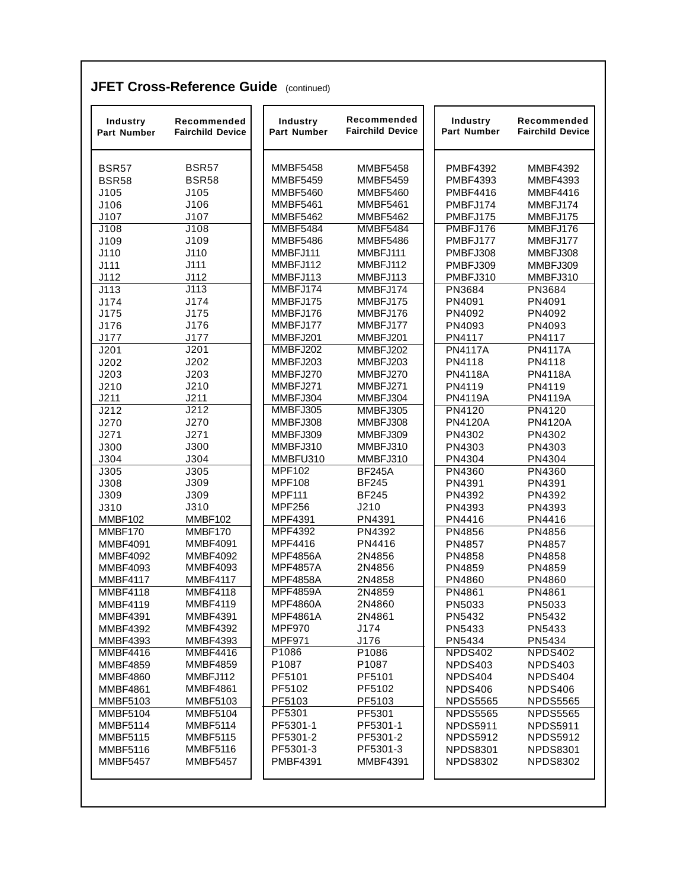## JFET Cross-Reference Guide (continued)

| Industry Part Number | Recommended Fairchild Device |
|---|---|
| BSR57 | BSR57 |
| BSR58 | BSR58 |
| J105 | J105 |
| J106 | J106 |
| J107 | J107 |
| J108 | J108 |
| J109 | J109 |
| J110 | J110 |
| J111 | J111 |
| J112 | J112 |
| J113 | J113 |
| J174 | J174 |
| J175 | J175 |
| J176 | J176 |
| J177 | J177 |
| J201 | J201 |
| J202 | J202 |
| J203 | J203 |
| J210 | J210 |
| J211 | J211 |
| J212 | J212 |
| J270 | J270 |
| J271 | J271 |
| J300 | J300 |
| J304 | J304 |
| J305 | J305 |
| J308 | J309 |
| J309 | J309 |
| J310 | J310 |
| MMBF102 | MMBF102 |
| MMBF170 | MMBF170 |
| MMBF4091 | MMBF4091 |
| MMBF4092 | MMBF4092 |
| MMBF4093 | MMBF4093 |
| MMBF4117 | MMBF4117 |
| MMBF4118 | MMBF4118 |
| MMBF4119 | MMBF4119 |
| MMBF4391 | MMBF4391 |
| MMBF4392 | MMBF4392 |
| MMBF4393 | MMBF4393 |
| MMBF4416 | MMBF4416 |
| MMBF4859 | MMBF4859 |
| MMBF4860 | MMBFJ112 |
| MMBF4861 | MMBF4861 |
| MMBF5103 | MMBF5103 |
| MMBF5104 | MMBF5104 |
| MMBF5114 | MMBF5114 |
| MMBF5115 | MMBF5115 |
| MMBF5116 | MMBF5116 |
| MMBF5457 | MMBF5457 |
| MMBF5458 | MMBF5458 |
| MMBF5459 | MMBF5459 |
| MMBF5460 | MMBF5460 |
| MMBF5461 | MMBF5461 |
| MMBF5462 | MMBF5462 |
| MMBF5484 | MMBF5484 |
| MMBF5486 | MMBF5486 |
| MMBFJ111 | MMBFJ111 |
| MMBFJ112 | MMBFJ112 |
| MMBFJ113 | MMBFJ113 |
| MMBFJ174 | MMBFJ174 |
| MMBFJ175 | MMBFJ175 |
| MMBFJ176 | MMBFJ176 |
| MMBFJ177 | MMBFJ177 |
| MMBFJ201 | MMBFJ201 |
| MMBFJ202 | MMBFJ202 |
| MMBFJ203 | MMBFJ203 |
| MMBFJ270 | MMBFJ270 |
| MMBFJ271 | MMBFJ271 |
| MMBFJ304 | MMBFJ304 |
| MMBFJ305 | MMBFJ305 |
| MMBFJ308 | MMBFJ308 |
| MMBFJ309 | MMBFJ309 |
| MMBFJ310 | MMBFJ310 |
| MMBFU310 | MMBFJ310 |
| MPF102 | BF245A |
| MPF108 | BF245 |
| MPF111 | BF245 |
| MPF256 | J210 |
| MPF4391 | PN4391 |
| MPF4392 | PN4392 |
| MPF4416 | PN4416 |
| MPF4856A | 2N4856 |
| MPF4857A | 2N4856 |
| MPF4858A | 2N4858 |
| MPF4859A | 2N4859 |
| MPF4860A | 2N4860 |
| MPF4861A | 2N4861 |
| MPF970 | J174 |
| MPF971 | J176 |
| P1086 | P1086 |
| P1087 | P1087 |
| PF5101 | PF5101 |
| PF5102 | PF5102 |
| PF5103 | PF5103 |
| PF5301 | PF5301 |
| PF5301-1 | PF5301-1 |
| PF5301-2 | PF5301-2 |
| PF5301-3 | PF5301-3 |
| PMBF4391 | MMBF4391 |
| PMBF4392 | MMBF4392 |
| PMBF4393 | MMBF4393 |
| PMBF4416 | MMBF4416 |
| PMBFJ174 | MMBFJ174 |
| PMBFJ175 | MMBFJ175 |
| PMBFJ176 | MMBFJ176 |
| PMBFJ177 | MMBFJ177 |
| PMBFJ308 | MMBFJ308 |
| PMBFJ309 | MMBFJ309 |
| PMBFJ310 | MMBFJ310 |
| PN3684 | PN3684 |
| PN4091 | PN4091 |
| PN4092 | PN4092 |
| PN4093 | PN4093 |
| PN4117 | PN4117 |
| PN4117A | PN4117A |
| PN4118 | PN4118 |
| PN4118A | PN4118A |
| PN4119 | PN4119 |
| PN4119A | PN4119A |
| PN4120 | PN4120 |
| PN4120A | PN4120A |
| PN4302 | PN4302 |
| PN4303 | PN4303 |
| PN4304 | PN4304 |
| PN4360 | PN4360 |
| PN4391 | PN4391 |
| PN4392 | PN4392 |
| PN4393 | PN4393 |
| PN4416 | PN4416 |
| PN4856 | PN4856 |
| PN4857 | PN4857 |
| PN4858 | PN4858 |
| PN4859 | PN4859 |
| PN4860 | PN4860 |
| PN4861 | PN4861 |
| PN5033 | PN5033 |
| PN5432 | PN5432 |
| PN5433 | PN5433 |
| PN5434 | PN5434 |
| NPDS402 | NPDS402 |
| NPDS403 | NPDS403 |
| NPDS404 | NPDS404 |
| NPDS406 | NPDS406 |
| NPDS5565 | NPDS5565 |
| NPDS5565 | NPDS5565 |
| NPDS5911 | NPDS5911 |
| NPDS5912 | NPDS5912 |
| NPDS8301 | NPDS8301 |
| NPDS8302 | NPDS8302 |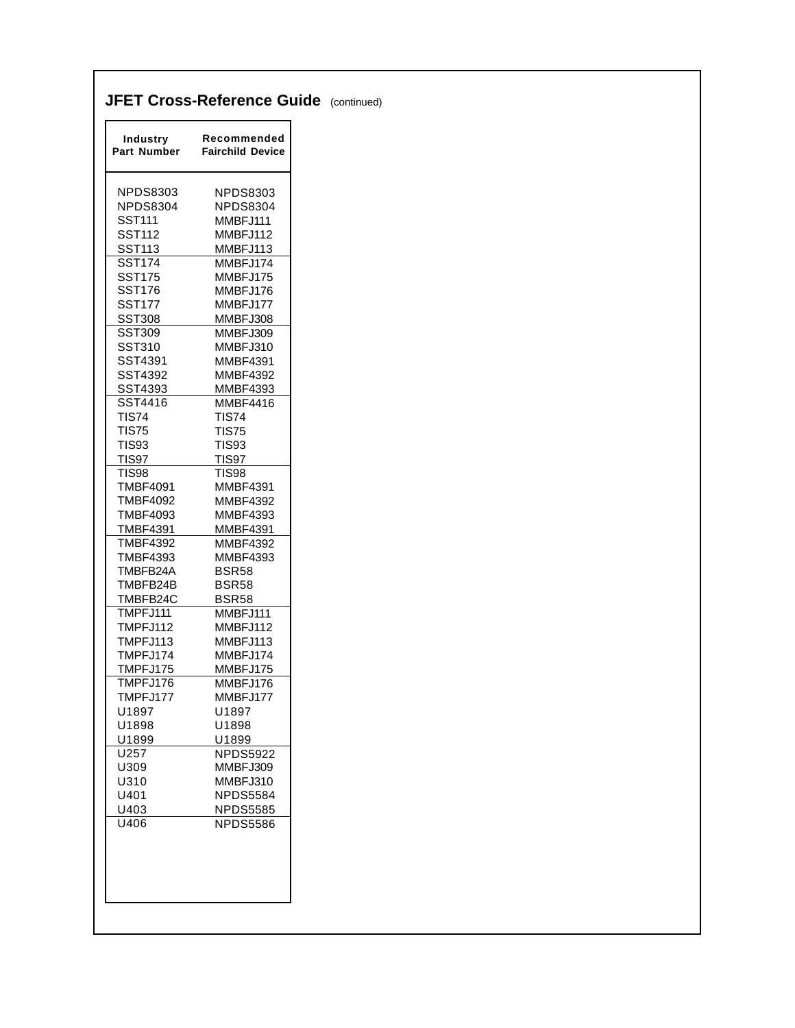## JFET Cross-Reference Guide (continued)

| Industry Part Number | Recommended Fairchild Device |
|---|---|
| NPDS8303 | NPDS8303 |
| NPDS8304 | NPDS8304 |
| SST111 | MMBFJ111 |
| SST112 | MMBFJ112 |
| SST113 | MMBFJ113 |
| SST174 | MMBFJ174 |
| SST175 | MMBFJ175 |
| SST176 | MMBFJ176 |
| SST177 | MMBFJ177 |
| SST308 | MMBFJ308 |
| SST309 | MMBFJ309 |
| SST310 | MMBFJ310 |
| SST4391 | MMBF4391 |
| SST4392 | MMBF4392 |
| SST4393 | MMBF4393 |
| SST4416 | MMBF4416 |
| TIS74 | TIS74 |
| TIS75 | TIS75 |
| TIS93 | TIS93 |
| TIS97 | TIS97 |
| TIS98 | TIS98 |
| TMBF4091 | MMBF4391 |
| TMBF4092 | MMBF4392 |
| TMBF4093 | MMBF4393 |
| TMBF4391 | MMBF4391 |
| TMBF4392 | MMBF4392 |
| TMBF4393 | MMBF4393 |
| TMBFB24A | BSR58 |
| TMBFB24B | BSR58 |
| TMBFB24C | BSR58 |
| TMPFJ111 | MMBFJ111 |
| TMPFJ112 | MMBFJ112 |
| TMPFJ113 | MMBFJ113 |
| TMPFJ174 | MMBFJ174 |
| TMPFJ175 | MMBFJ175 |
| TMPFJ176 | MMBFJ176 |
| TMPFJ177 | MMBFJ177 |
| U1897 | U1897 |
| U1898 | U1898 |
| U1899 | U1899 |
| U257 | NPDS5922 |
| U309 | MMBFJ309 |
| U310 | MMBFJ310 |
| U401 | NPDS5584 |
| U403 | NPDS5585 |
| U406 | NPDS5586 |